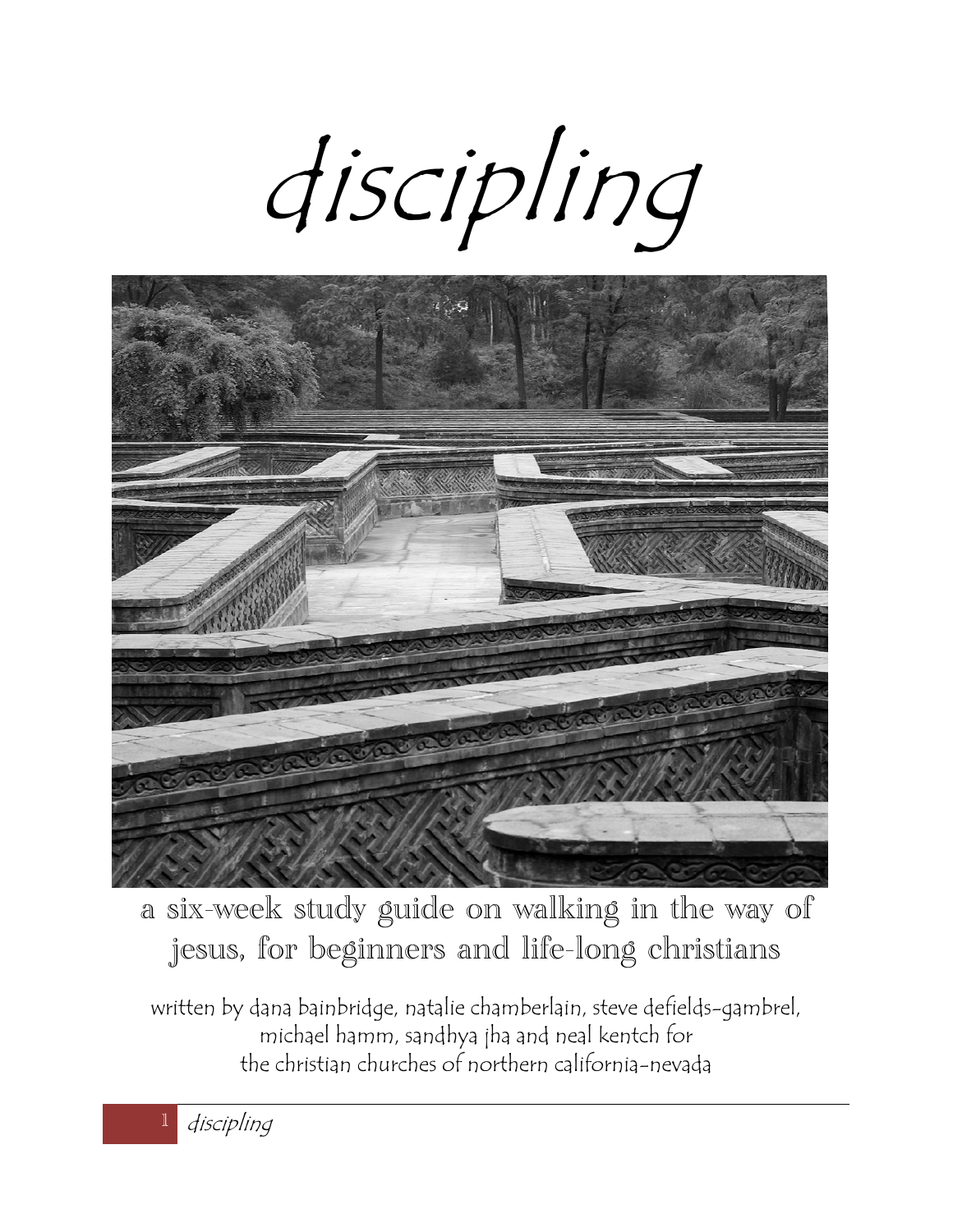# discipling

a six-week study guide on walking in the way of jesus, for beginners and life-long christians

written by dana bainbridge, natalie chamberlain, steve defields-gambrel, michael hamm, sandhya jha and neal kentch for the christian churches of northern california-nevada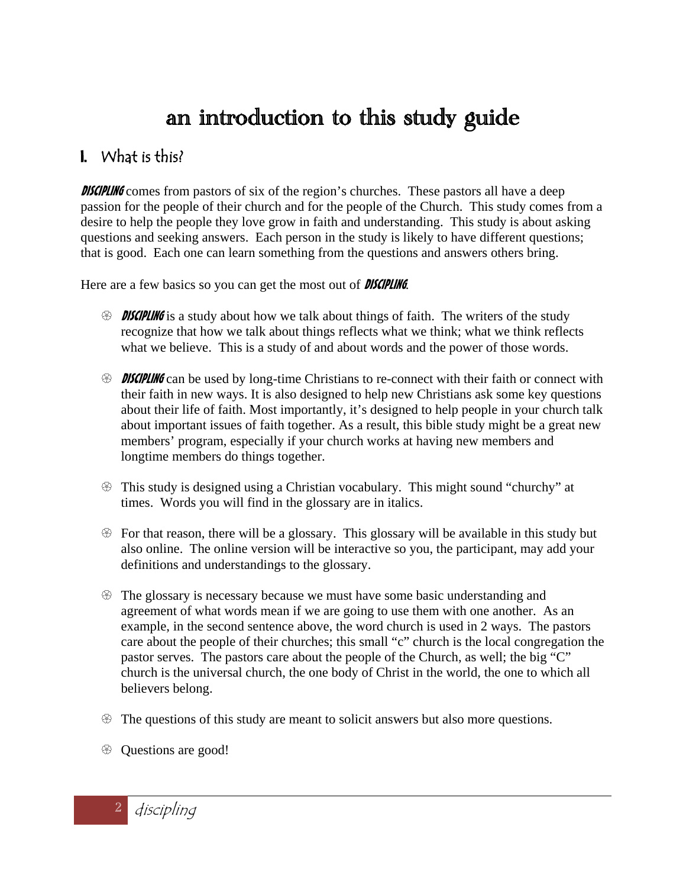# an introduction to this study guide

## I. What is this?

***DISCIPLING*** comes from pastors of six of the region's churches. These pastors all have a deep passion for the people of their church and for the people of the Church. This study comes from a desire to help the people they love grow in faith and understanding. This study is about asking questions and seeking answers. Each person in the study is likely to have different questions; that is good. Each one can learn something from the questions and answers others bring.

Here are a few basics so you can get the most out of ***DISCIPLING***.

- ***DISCIPLING*** is a study about how we talk about things of faith. The writers of the study recognize that how we talk about things reflects what we think; what we think reflects what we believe. This is a study of and about words and the power of those words.

- ***DISCIPLING*** can be used by long-time Christians to re-connect with their faith or connect with their faith in new ways. It is also designed to help new Christians ask some key questions about their life of faith. Most importantly, it's designed to help people in your church talk about important issues of faith together. As a result, this bible study might be a great new members' program, especially if your church works at having new members and longtime members do things together.

- This study is designed using a Christian vocabulary. This might sound "churchy" at times. Words you will find in the glossary are in italics.

- For that reason, there will be a glossary. This glossary will be available in this study but also online. The online version will be interactive so you, the participant, may add your definitions and understandings to the glossary.

- The glossary is necessary because we must have some basic understanding and agreement of what words mean if we are going to use them with one another. As an example, in the second sentence above, the word church is used in 2 ways. The pastors care about the people of their churches; this small "c" church is the local congregation the pastor serves. The pastors care about the people of the Church, as well; the big "C" church is the universal church, the one body of Christ in the world, the one to which all believers belong.

- The questions of this study are meant to solicit answers but also more questions.

- Questions are good!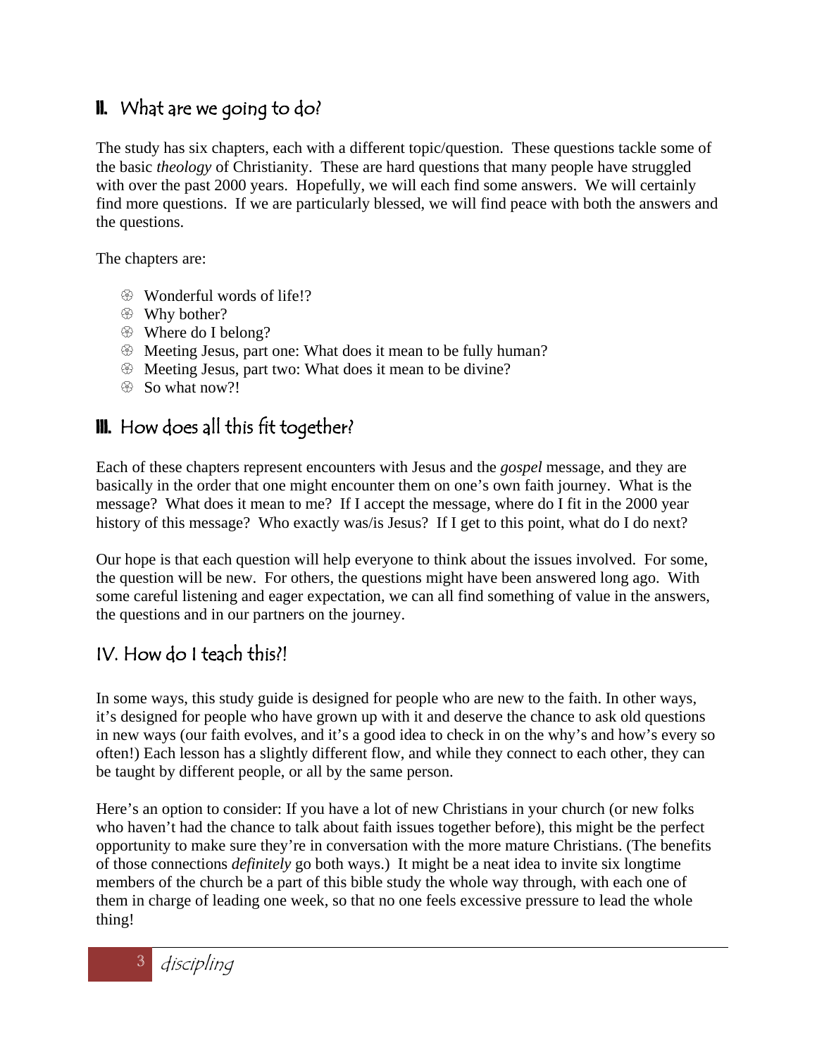## II. What are we going to do?

The study has six chapters, each with a different topic/question. These questions tackle some of the basic *theology* of Christianity. These are hard questions that many people have struggled with over the past 2000 years. Hopefully, we will each find some answers. We will certainly find more questions. If we are particularly blessed, we will find peace with both the answers and the questions.

The chapters are:

- Wonderful words of life!?
- Why bother?
- Where do I belong?
- Meeting Jesus, part one: What does it mean to be fully human?
- Meeting Jesus, part two: What does it mean to be divine?
- So what now?!

## III. How does all this fit together?

Each of these chapters represent encounters with Jesus and the *gospel* message, and they are basically in the order that one might encounter them on one's own faith journey. What is the message? What does it mean to me? If I accept the message, where do I fit in the 2000 year history of this message? Who exactly was/is Jesus? If I get to this point, what do I do next?

Our hope is that each question will help everyone to think about the issues involved. For some, the question will be new. For others, the questions might have been answered long ago. With some careful listening and eager expectation, we can all find something of value in the answers, the questions and in our partners on the journey.

## IV. How do I teach this?!

In some ways, this study guide is designed for people who are new to the faith. In other ways, it's designed for people who have grown up with it and deserve the chance to ask old questions in new ways (our faith evolves, and it's a good idea to check in on the why's and how's every so often!) Each lesson has a slightly different flow, and while they connect to each other, they can be taught by different people, or all by the same person.

Here's an option to consider: If you have a lot of new Christians in your church (or new folks who haven't had the chance to talk about faith issues together before), this might be the perfect opportunity to make sure they're in conversation with the more mature Christians. (The benefits of those connections *definitely* go both ways.) It might be a neat idea to invite six longtime members of the church be a part of this bible study the whole way through, with each one of them in charge of leading one week, so that no one feels excessive pressure to lead the whole thing!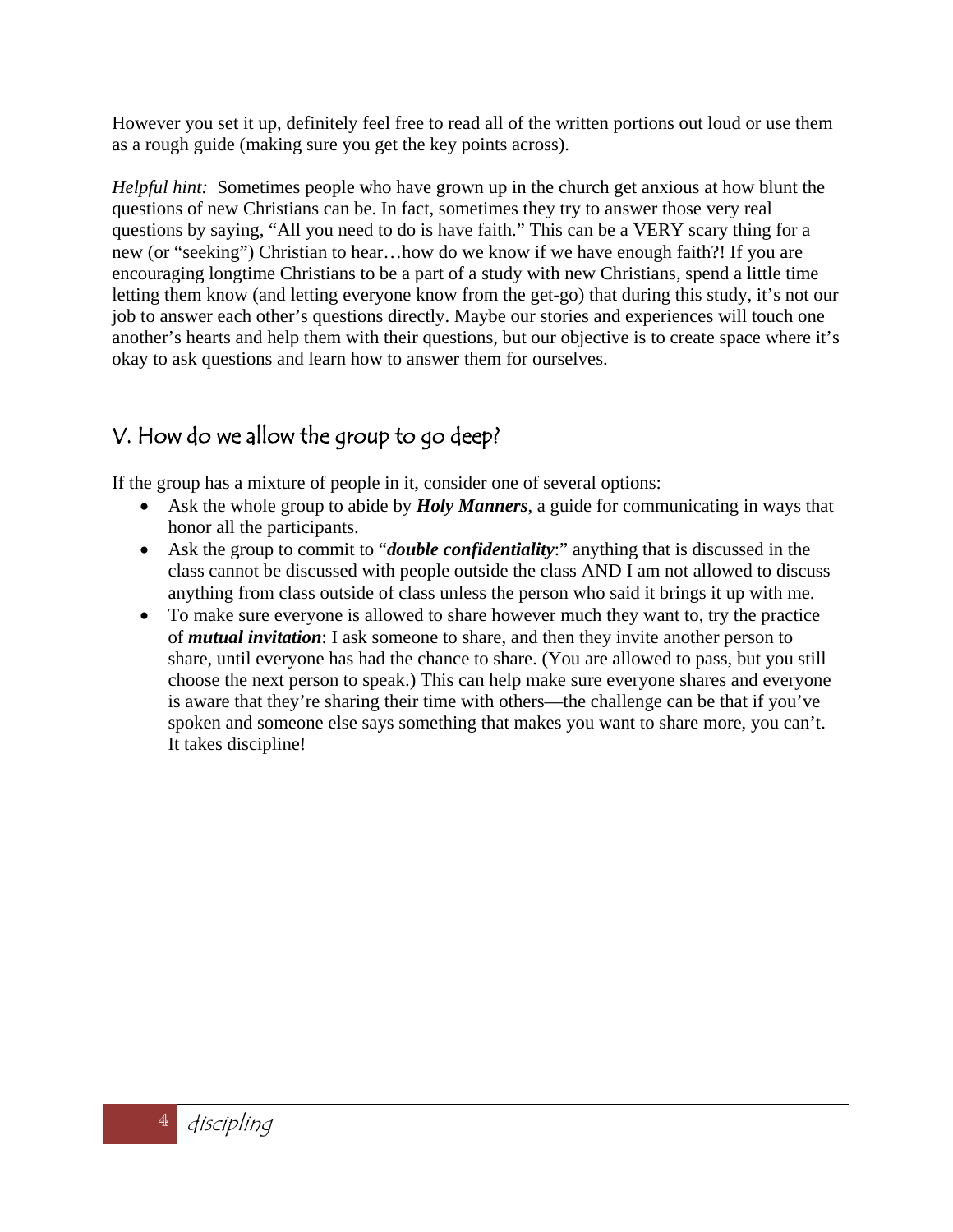However you set it up, definitely feel free to read all of the written portions out loud or use them as a rough guide (making sure you get the key points across).

*Helpful hint:* Sometimes people who have grown up in the church get anxious at how blunt the questions of new Christians can be. In fact, sometimes they try to answer those very real questions by saying, "All you need to do is have faith." This can be a VERY scary thing for a new (or "seeking") Christian to hear…how do we know if we have enough faith?! If you are encouraging longtime Christians to be a part of a study with new Christians, spend a little time letting them know (and letting everyone know from the get-go) that during this study, it's not our job to answer each other's questions directly. Maybe our stories and experiences will touch one another's hearts and help them with their questions, but our objective is to create space where it's okay to ask questions and learn how to answer them for ourselves.

## V. How do we allow the group to go deep?

If the group has a mixture of people in it, consider one of several options:

- Ask the whole group to abide by ***Holy Manners***, a guide for communicating in ways that honor all the participants.
- Ask the group to commit to "***double confidentiality***:" anything that is discussed in the class cannot be discussed with people outside the class AND I am not allowed to discuss anything from class outside of class unless the person who said it brings it up with me.
- To make sure everyone is allowed to share however much they want to, try the practice of ***mutual invitation***: I ask someone to share, and then they invite another person to share, until everyone has had the chance to share. (You are allowed to pass, but you still choose the next person to speak.) This can help make sure everyone shares and everyone is aware that they're sharing their time with others—the challenge can be that if you've spoken and someone else says something that makes you want to share more, you can't. It takes discipline!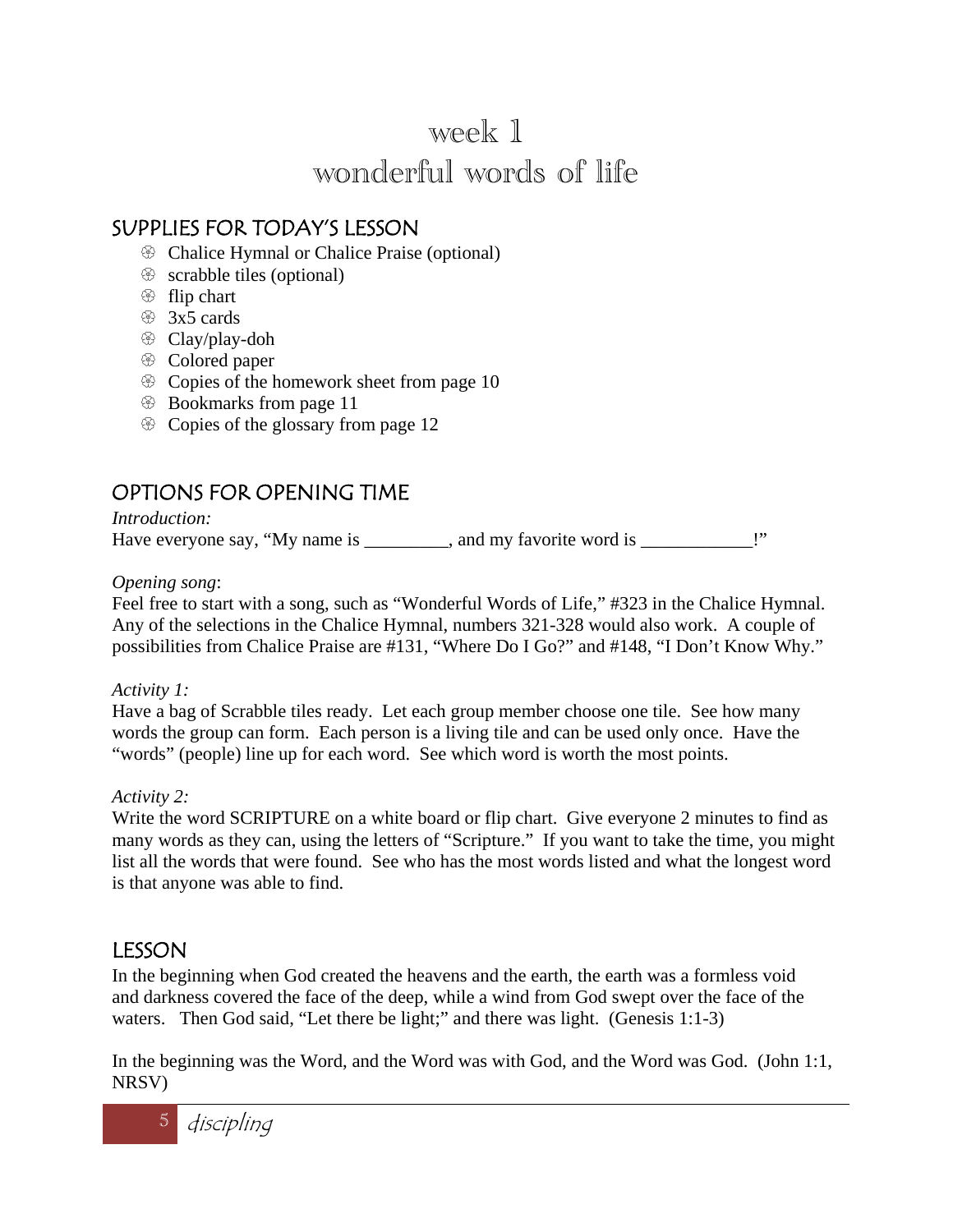# week 1
# wonderful words of life

## SUPPLIES FOR TODAY'S LESSON

- Chalice Hymnal or Chalice Praise (optional)
- scrabble tiles (optional)
- flip chart
- 3x5 cards
- Clay/play-doh
- Colored paper
- Copies of the homework sheet from page 10
- Bookmarks from page 11
- Copies of the glossary from page 12

## OPTIONS FOR OPENING TIME

*Introduction:*
Have everyone say, "My name is _________, and my favorite word is ____________!"

*Opening song*:
Feel free to start with a song, such as "Wonderful Words of Life," #323 in the Chalice Hymnal. Any of the selections in the Chalice Hymnal, numbers 321-328 would also work. A couple of possibilities from Chalice Praise are #131, "Where Do I Go?" and #148, "I Don't Know Why."

*Activity 1:*
Have a bag of Scrabble tiles ready. Let each group member choose one tile. See how many words the group can form. Each person is a living tile and can be used only once. Have the "words" (people) line up for each word. See which word is worth the most points.

*Activity 2:*
Write the word SCRIPTURE on a white board or flip chart. Give everyone 2 minutes to find as many words as they can, using the letters of "Scripture." If you want to take the time, you might list all the words that were found. See who has the most words listed and what the longest word is that anyone was able to find.

## LESSON

In the beginning when God created the heavens and the earth, the earth was a formless void and darkness covered the face of the deep, while a wind from God swept over the face of the waters. Then God said, "Let there be light;" and there was light. (Genesis 1:1-3)

In the beginning was the Word, and the Word was with God, and the Word was God. (John 1:1, NRSV)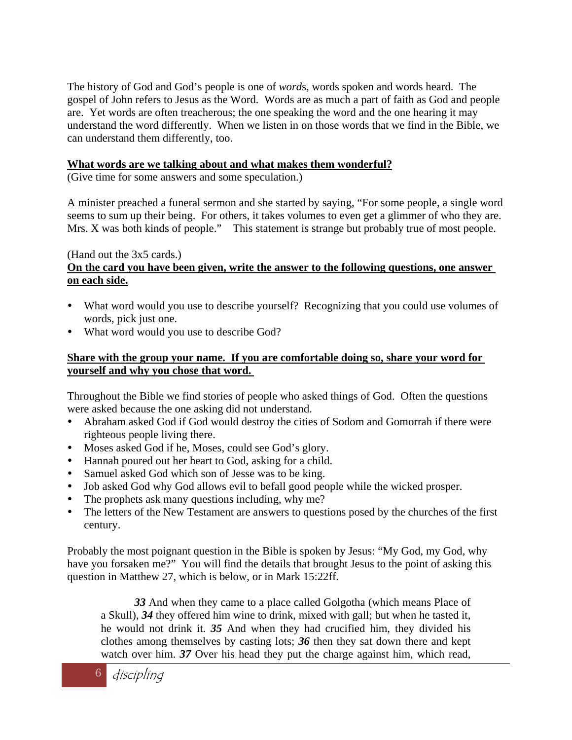The history of God and God's people is one of *word*s, words spoken and words heard. The gospel of John refers to Jesus as the Word. Words are as much a part of faith as God and people are. Yet words are often treacherous; the one speaking the word and the one hearing it may understand the word differently. When we listen in on those words that we find in the Bible, we can understand them differently, too.

**<u>What words are we talking about and what makes them wonderful?</u>**
(Give time for some answers and some speculation.)

A minister preached a funeral sermon and she started by saying, "For some people, a single word seems to sum up their being. For others, it takes volumes to even get a glimmer of who they are. Mrs. X was both kinds of people." This statement is strange but probably true of most people.

(Hand out the 3x5 cards.)
**<u>On the card you have been given, write the answer to the following questions, one answer on each side.</u>**

- What word would you use to describe yourself? Recognizing that you could use volumes of words, pick just one.
- What word would you use to describe God?

**<u>Share with the group your name. If you are comfortable doing so, share your word for yourself and why you chose that word.</u>**

Throughout the Bible we find stories of people who asked things of God. Often the questions were asked because the one asking did not understand.

- Abraham asked God if God would destroy the cities of Sodom and Gomorrah if there were righteous people living there.
- Moses asked God if he, Moses, could see God's glory.
- Hannah poured out her heart to God, asking for a child.
- Samuel asked God which son of Jesse was to be king.
- Job asked God why God allows evil to befall good people while the wicked prosper.
- The prophets ask many questions including, why me?
- The letters of the New Testament are answers to questions posed by the churches of the first century.

Probably the most poignant question in the Bible is spoken by Jesus: "My God, my God, why have you forsaken me?" You will find the details that brought Jesus to the point of asking this question in Matthew 27, which is below, or in Mark 15:22ff.

> ***33*** And when they came to a place called Golgotha (which means Place of a Skull), ***34*** they offered him wine to drink, mixed with gall; but when he tasted it, he would not drink it. ***35*** And when they had crucified him, they divided his clothes among themselves by casting lots; ***36*** then they sat down there and kept watch over him. ***37*** Over his head they put the charge against him, which read,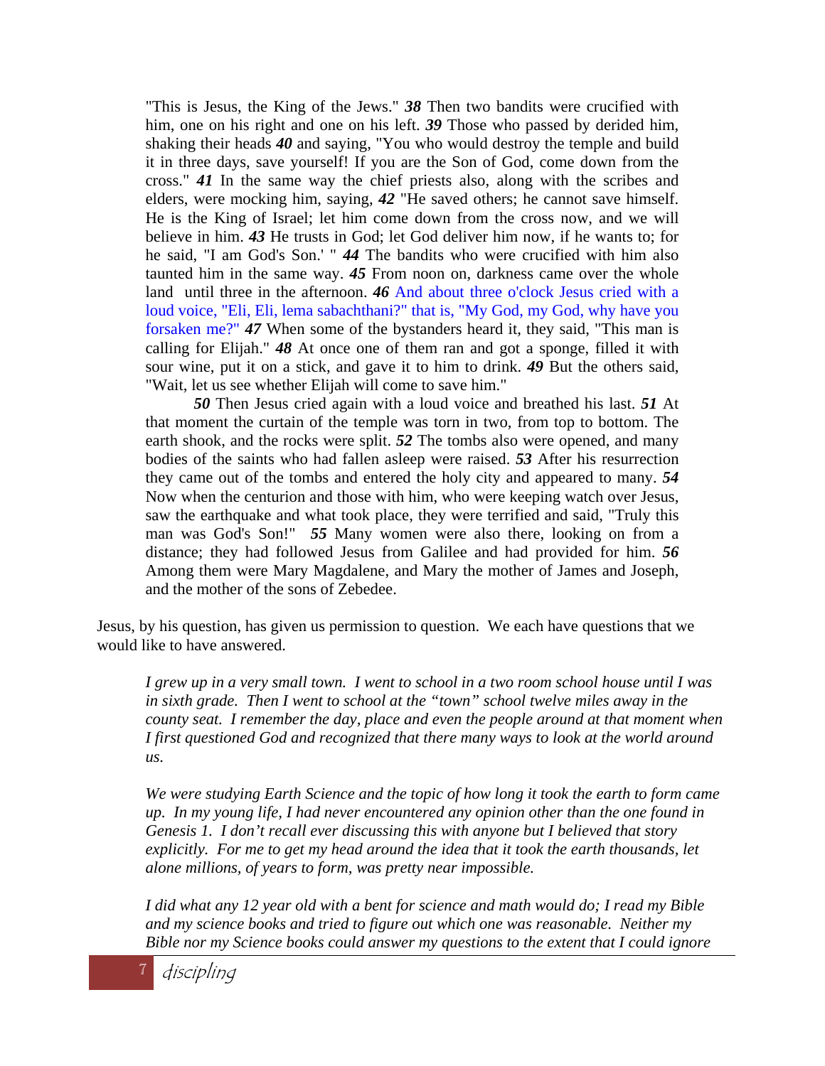"This is Jesus, the King of the Jews." ***38*** Then two bandits were crucified with him, one on his right and one on his left. ***39*** Those who passed by derided him, shaking their heads ***40*** and saying, "You who would destroy the temple and build it in three days, save yourself! If you are the Son of God, come down from the cross." ***41*** In the same way the chief priests also, along with the scribes and elders, were mocking him, saying, ***42*** "He saved others; he cannot save himself. He is the King of Israel; let him come down from the cross now, and we will believe in him. ***43*** He trusts in God; let God deliver him now, if he wants to; for he said, "I am God's Son.' " ***44*** The bandits who were crucified with him also taunted him in the same way. ***45*** From noon on, darkness came over the whole land until three in the afternoon. ***46*** And about three o'clock Jesus cried with a loud voice, "Eli, Eli, lema sabachthani?" that is, "My God, my God, why have you forsaken me?" ***47*** When some of the bystanders heard it, they said, "This man is calling for Elijah." ***48*** At once one of them ran and got a sponge, filled it with sour wine, put it on a stick, and gave it to him to drink. ***49*** But the others said, "Wait, let us see whether Elijah will come to save him."

***50*** Then Jesus cried again with a loud voice and breathed his last. ***51*** At that moment the curtain of the temple was torn in two, from top to bottom. The earth shook, and the rocks were split. ***52*** The tombs also were opened, and many bodies of the saints who had fallen asleep were raised. ***53*** After his resurrection they came out of the tombs and entered the holy city and appeared to many. ***54*** Now when the centurion and those with him, who were keeping watch over Jesus, saw the earthquake and what took place, they were terrified and said, "Truly this man was God's Son!" ***55*** Many women were also there, looking on from a distance; they had followed Jesus from Galilee and had provided for him. ***56*** Among them were Mary Magdalene, and Mary the mother of James and Joseph, and the mother of the sons of Zebedee.

Jesus, by his question, has given us permission to question. We each have questions that we would like to have answered.

*I grew up in a very small town. I went to school in a two room school house until I was in sixth grade. Then I went to school at the "town" school twelve miles away in the county seat. I remember the day, place and even the people around at that moment when I first questioned God and recognized that there many ways to look at the world around us.*

*We were studying Earth Science and the topic of how long it took the earth to form came up. In my young life, I had never encountered any opinion other than the one found in Genesis 1. I don't recall ever discussing this with anyone but I believed that story explicitly. For me to get my head around the idea that it took the earth thousands, let alone millions, of years to form, was pretty near impossible.*

*I did what any 12 year old with a bent for science and math would do; I read my Bible and my science books and tried to figure out which one was reasonable. Neither my Bible nor my Science books could answer my questions to the extent that I could ignore*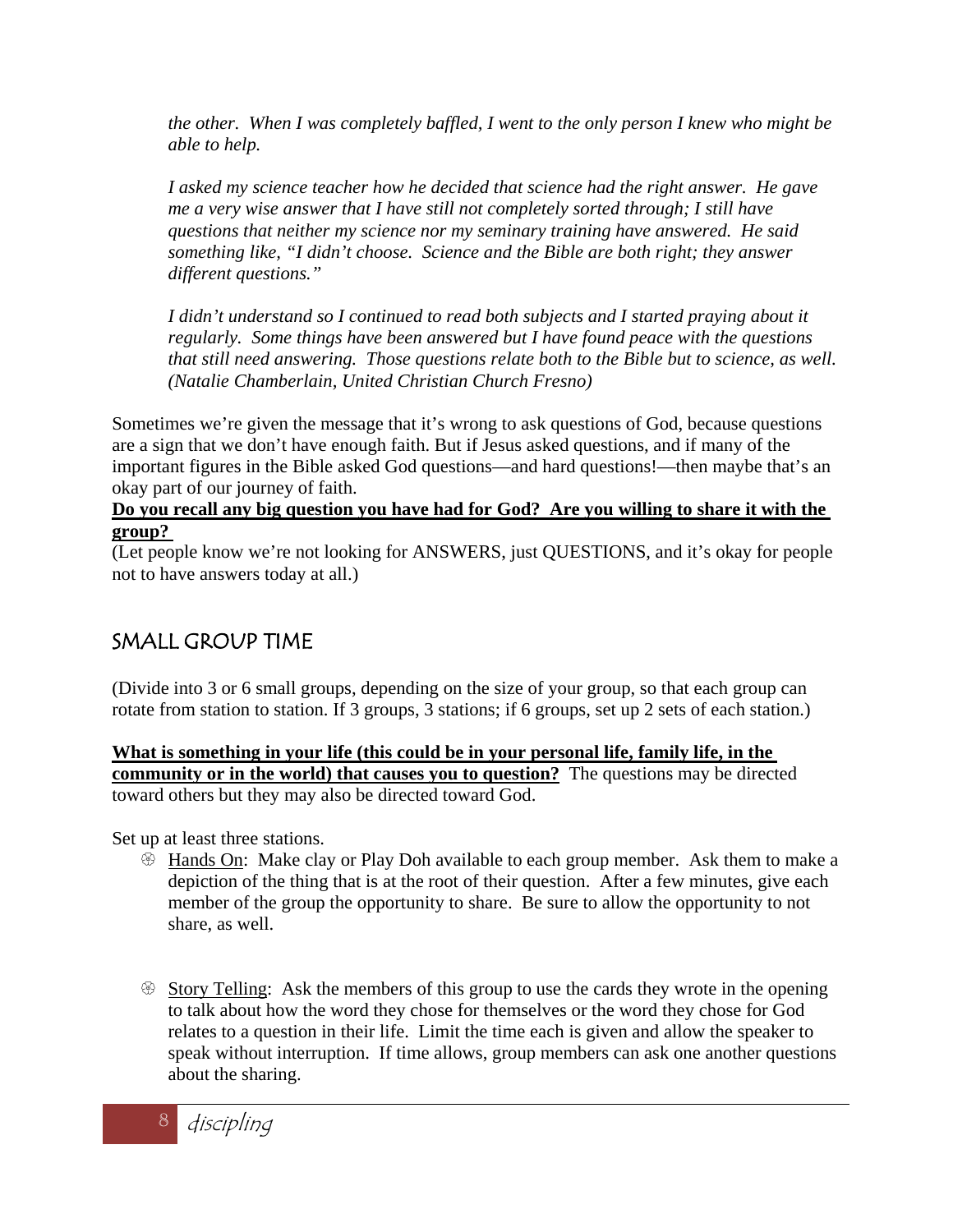*the other. When I was completely baffled, I went to the only person I knew who might be able to help.*

*I asked my science teacher how he decided that science had the right answer. He gave me a very wise answer that I have still not completely sorted through; I still have questions that neither my science nor my seminary training have answered. He said something like, "I didn't choose. Science and the Bible are both right; they answer different questions."*

*I didn't understand so I continued to read both subjects and I started praying about it regularly. Some things have been answered but I have found peace with the questions that still need answering. Those questions relate both to the Bible but to science, as well. (Natalie Chamberlain, United Christian Church Fresno)*

Sometimes we're given the message that it's wrong to ask questions of God, because questions are a sign that we don't have enough faith. But if Jesus asked questions, and if many of the important figures in the Bible asked God questions—and hard questions!—then maybe that's an okay part of our journey of faith.

**Do you recall any big question you have had for God? Are you willing to share it with the group?**

(Let people know we're not looking for ANSWERS, just QUESTIONS, and it's okay for people not to have answers today at all.)

## SMALL GROUP TIME

(Divide into 3 or 6 small groups, depending on the size of your group, so that each group can rotate from station to station. If 3 groups, 3 stations; if 6 groups, set up 2 sets of each station.)

**What is something in your life (this could be in your personal life, family life, in the community or in the world) that causes you to question?** The questions may be directed toward others but they may also be directed toward God.

Set up at least three stations.

- Hands On: Make clay or Play Doh available to each group member. Ask them to make a depiction of the thing that is at the root of their question. After a few minutes, give each member of the group the opportunity to share. Be sure to allow the opportunity to not share, as well.

- Story Telling: Ask the members of this group to use the cards they wrote in the opening to talk about how the word they chose for themselves or the word they chose for God relates to a question in their life. Limit the time each is given and allow the speaker to speak without interruption. If time allows, group members can ask one another questions about the sharing.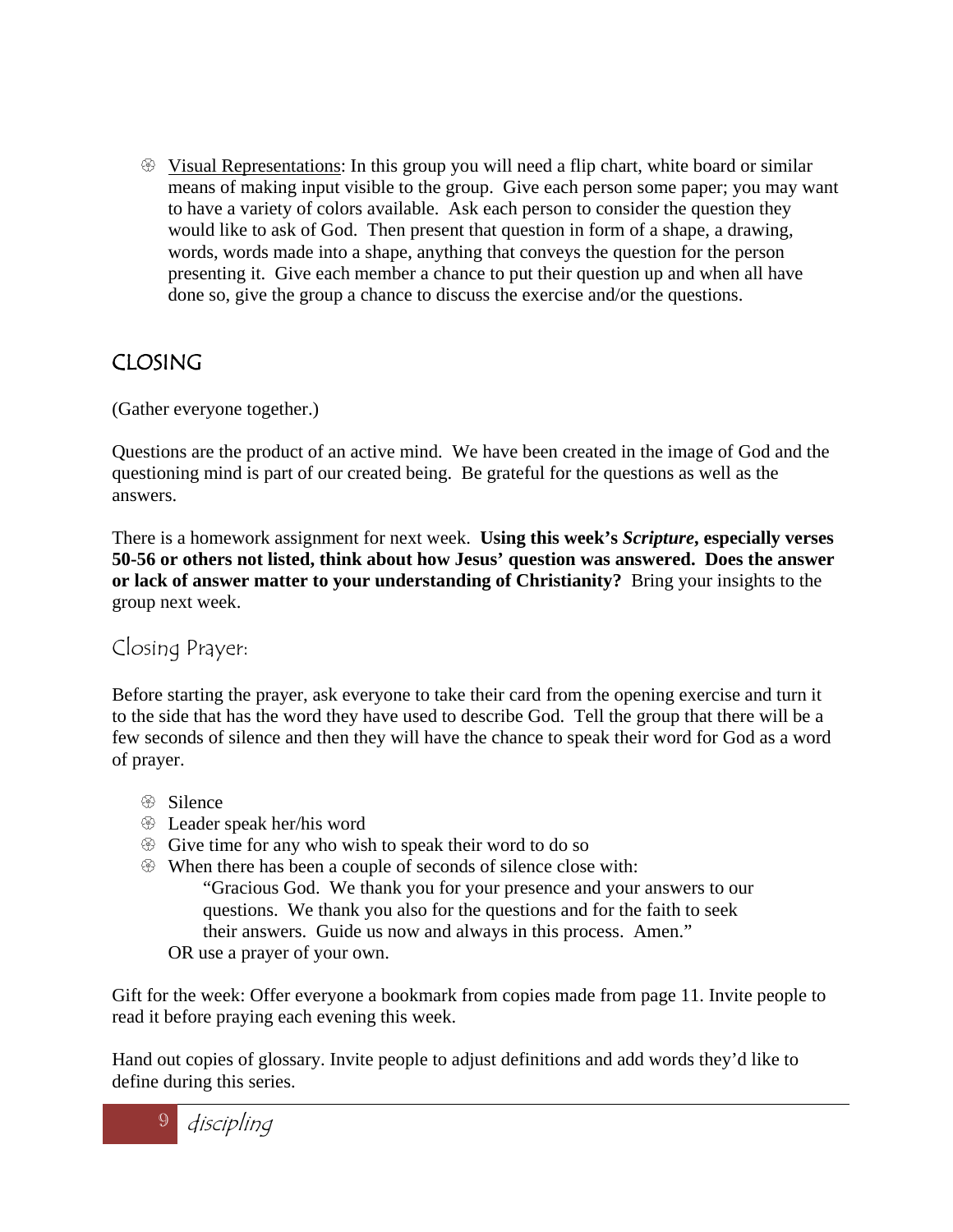- Visual Representations: In this group you will need a flip chart, white board or similar means of making input visible to the group. Give each person some paper; you may want to have a variety of colors available. Ask each person to consider the question they would like to ask of God. Then present that question in form of a shape, a drawing, words, words made into a shape, anything that conveys the question for the person presenting it. Give each member a chance to put their question up and when all have done so, give the group a chance to discuss the exercise and/or the questions.

## CLOSING

(Gather everyone together.)

Questions are the product of an active mind. We have been created in the image of God and the questioning mind is part of our created being. Be grateful for the questions as well as the answers.

There is a homework assignment for next week. **Using this week's *Scripture*, especially verses 50-56 or others not listed, think about how Jesus' question was answered. Does the answer or lack of answer matter to your understanding of Christianity?** Bring your insights to the group next week.

### Closing Prayer:

Before starting the prayer, ask everyone to take their card from the opening exercise and turn it to the side that has the word they have used to describe God. Tell the group that there will be a few seconds of silence and then they will have the chance to speak their word for God as a word of prayer.

- Silence
- Leader speak her/his word
- Give time for any who wish to speak their word to do so
- When there has been a couple of seconds of silence close with:

  "Gracious God. We thank you for your presence and your answers to our questions. We thank you also for the questions and for the faith to seek their answers. Guide us now and always in this process. Amen."

  OR use a prayer of your own.

Gift for the week: Offer everyone a bookmark from copies made from page 11. Invite people to read it before praying each evening this week.

Hand out copies of glossary. Invite people to adjust definitions and add words they'd like to define during this series.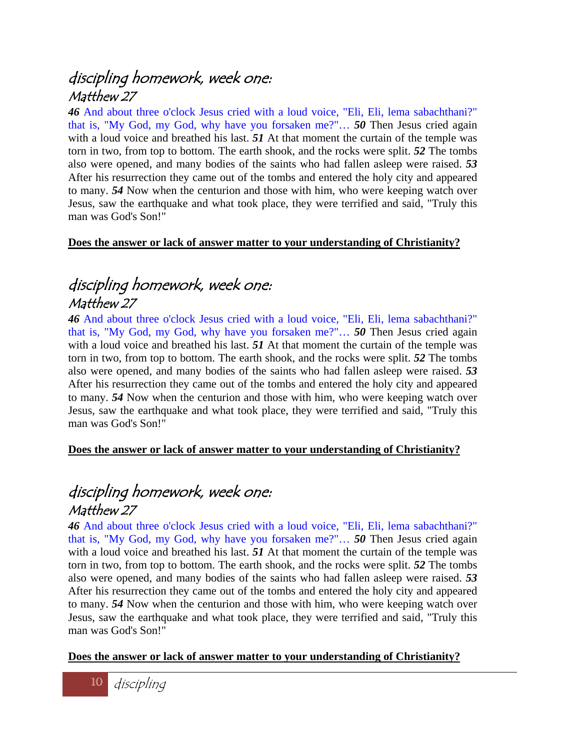# discipling homework, week one:

## Matthew 27

***46*** And about three o'clock Jesus cried with a loud voice, "Eli, Eli, lema sabachthani?" that is, "My God, my God, why have you forsaken me?"… ***50*** Then Jesus cried again with a loud voice and breathed his last. ***51*** At that moment the curtain of the temple was torn in two, from top to bottom. The earth shook, and the rocks were split. ***52*** The tombs also were opened, and many bodies of the saints who had fallen asleep were raised. ***53*** After his resurrection they came out of the tombs and entered the holy city and appeared to many. ***54*** Now when the centurion and those with him, who were keeping watch over Jesus, saw the earthquake and what took place, they were terrified and said, "Truly this man was God's Son!"

**Does the answer or lack of answer matter to your understanding of Christianity?**

# discipling homework, week one:

## Matthew 27

***46*** And about three o'clock Jesus cried with a loud voice, "Eli, Eli, lema sabachthani?" that is, "My God, my God, why have you forsaken me?"… ***50*** Then Jesus cried again with a loud voice and breathed his last. ***51*** At that moment the curtain of the temple was torn in two, from top to bottom. The earth shook, and the rocks were split. ***52*** The tombs also were opened, and many bodies of the saints who had fallen asleep were raised. ***53*** After his resurrection they came out of the tombs and entered the holy city and appeared to many. ***54*** Now when the centurion and those with him, who were keeping watch over Jesus, saw the earthquake and what took place, they were terrified and said, "Truly this man was God's Son!"

**Does the answer or lack of answer matter to your understanding of Christianity?**

# discipling homework, week one:

## Matthew 27

***46*** And about three o'clock Jesus cried with a loud voice, "Eli, Eli, lema sabachthani?" that is, "My God, my God, why have you forsaken me?"… ***50*** Then Jesus cried again with a loud voice and breathed his last. ***51*** At that moment the curtain of the temple was torn in two, from top to bottom. The earth shook, and the rocks were split. ***52*** The tombs also were opened, and many bodies of the saints who had fallen asleep were raised. ***53*** After his resurrection they came out of the tombs and entered the holy city and appeared to many. ***54*** Now when the centurion and those with him, who were keeping watch over Jesus, saw the earthquake and what took place, they were terrified and said, "Truly this man was God's Son!"

**Does the answer or lack of answer matter to your understanding of Christianity?**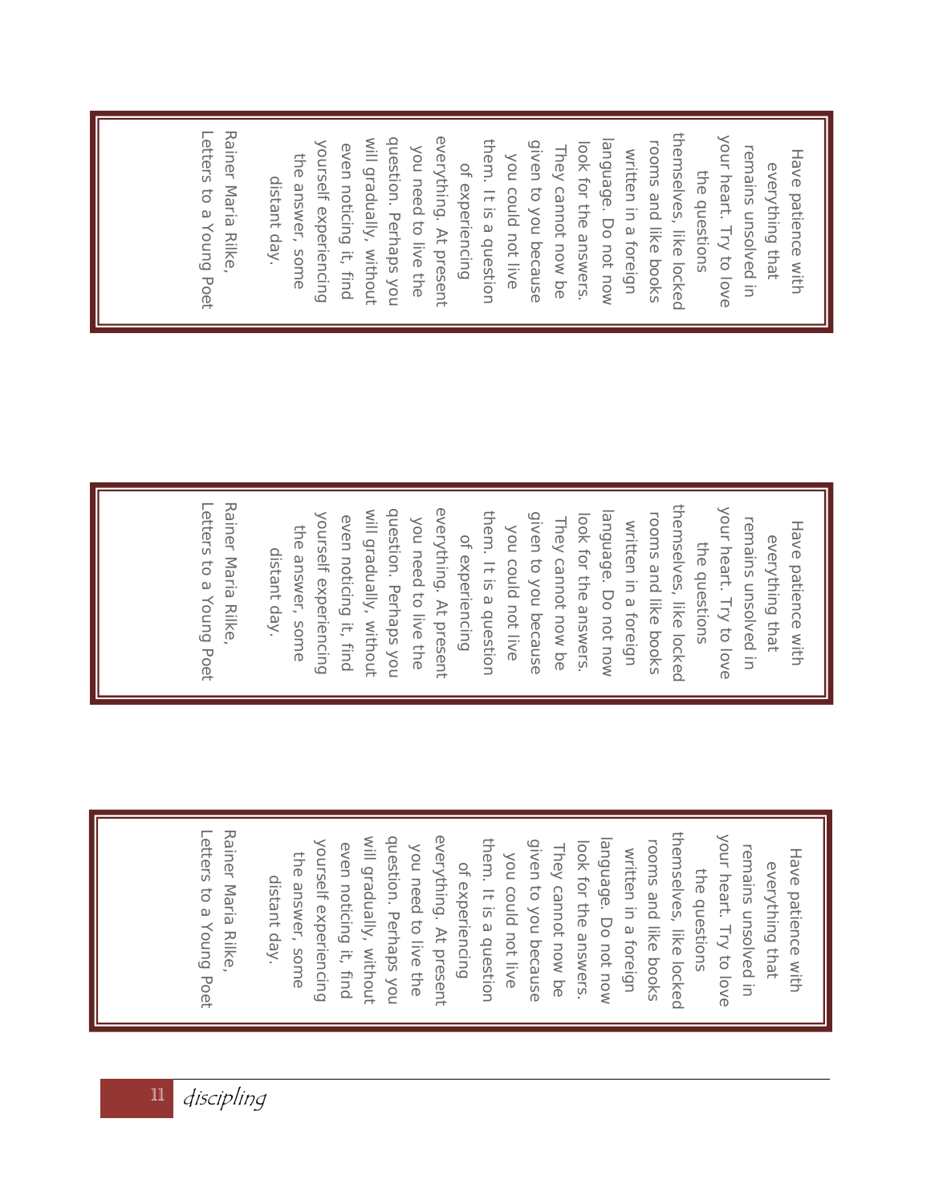Have patience with
everything that
remains unsolved in
your heart. Try to love
the questions
themselves, like locked
rooms and like books
written in a foreign
language. Do not now
look for the answers.
They cannot now be
given to you because
you could not live
them. It is a question
of experiencing
everything. At present
you need to live the
question. Perhaps you
will gradually, without
even noticing it, find
yourself experiencing
the answer, some
distant day.

Rainer Maria Rilke,
Letters to a Young Poet

---

Have patience with
everything that
remains unsolved in
your heart. Try to love
the questions
themselves, like locked
rooms and like books
written in a foreign
language. Do not now
look for the answers.
They cannot now be
given to you because
you could not live
them. It is a question
of experiencing
everything. At present
you need to live the
question. Perhaps you
will gradually, without
even noticing it, find
yourself experiencing
the answer, some
distant day.

Rainer Maria Rilke,
Letters to a Young Poet

---

Have patience with
everything that
remains unsolved in
your heart. Try to love
the questions
themselves, like locked
rooms and like books
written in a foreign
language. Do not now
look for the answers.
They cannot now be
given to you because
you could not live
them. It is a question
of experiencing
everything. At present
you need to live the
question. Perhaps you
will gradually, without
even noticing it, find
yourself experiencing
the answer, some
distant day.

Rainer Maria Rilke,
Letters to a Young Poet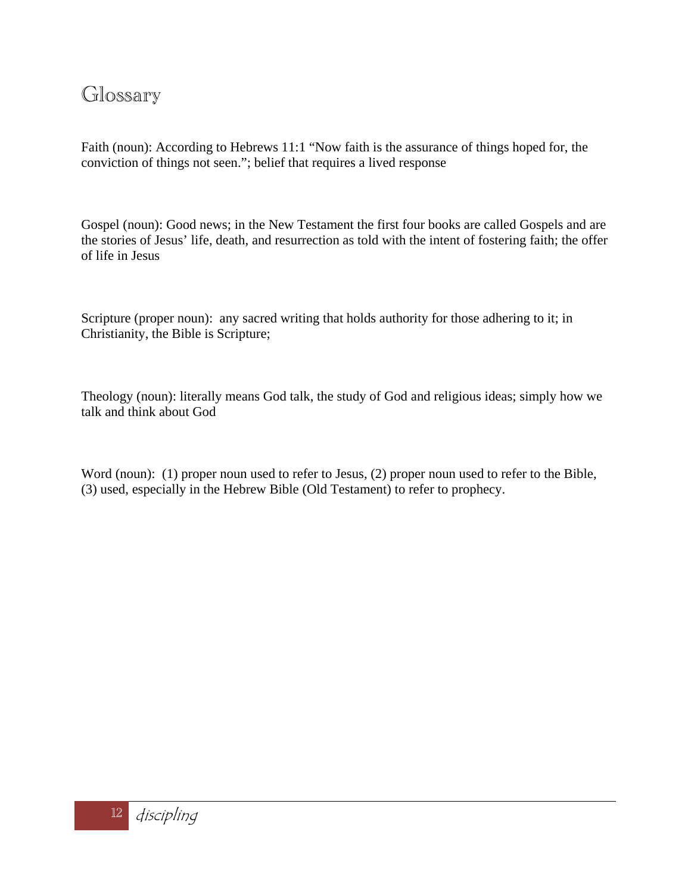# Glossary

Faith (noun): According to Hebrews 11:1 “Now faith is the assurance of things hoped for, the conviction of things not seen.”; belief that requires a lived response

Gospel (noun): Good news; in the New Testament the first four books are called Gospels and are the stories of Jesus’ life, death, and resurrection as told with the intent of fostering faith; the offer of life in Jesus

Scripture (proper noun): any sacred writing that holds authority for those adhering to it; in Christianity, the Bible is Scripture;

Theology (noun): literally means God talk, the study of God and religious ideas; simply how we talk and think about God

Word (noun): (1) proper noun used to refer to Jesus, (2) proper noun used to refer to the Bible, (3) used, especially in the Hebrew Bible (Old Testament) to refer to prophecy.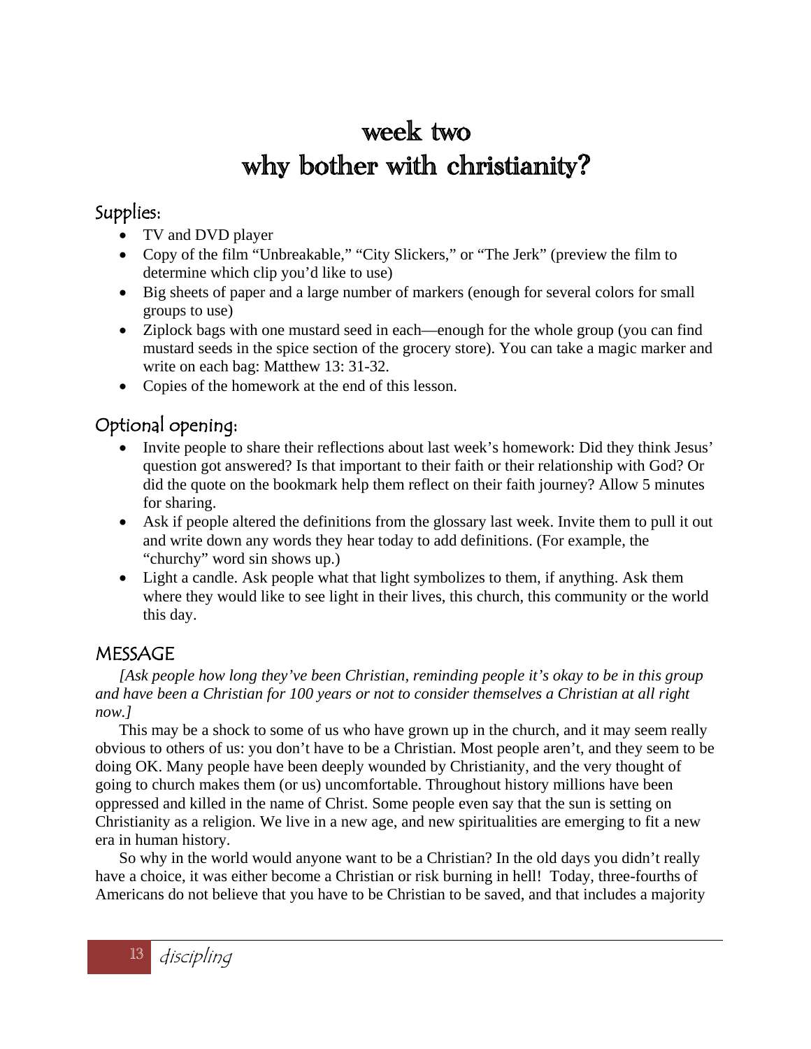# week two
# why bother with christianity?

## Supplies:

- TV and DVD player
- Copy of the film "Unbreakable," "City Slickers," or "The Jerk" (preview the film to determine which clip you'd like to use)
- Big sheets of paper and a large number of markers (enough for several colors for small groups to use)
- Ziplock bags with one mustard seed in each—enough for the whole group (you can find mustard seeds in the spice section of the grocery store). You can take a magic marker and write on each bag: Matthew 13: 31-32.
- Copies of the homework at the end of this lesson.

## Optional opening:

- Invite people to share their reflections about last week's homework: Did they think Jesus' question got answered? Is that important to their faith or their relationship with God? Or did the quote on the bookmark help them reflect on their faith journey? Allow 5 minutes for sharing.
- Ask if people altered the definitions from the glossary last week. Invite them to pull it out and write down any words they hear today to add definitions. (For example, the "churchy" word sin shows up.)
- Light a candle. Ask people what that light symbolizes to them, if anything. Ask them where they would like to see light in their lives, this church, this community or the world this day.

## MESSAGE

*[Ask people how long they've been Christian, reminding people it's okay to be in this group and have been a Christian for 100 years or not to consider themselves a Christian at all right now.]*

This may be a shock to some of us who have grown up in the church, and it may seem really obvious to others of us: you don't have to be a Christian. Most people aren't, and they seem to be doing OK. Many people have been deeply wounded by Christianity, and the very thought of going to church makes them (or us) uncomfortable. Throughout history millions have been oppressed and killed in the name of Christ. Some people even say that the sun is setting on Christianity as a religion. We live in a new age, and new spiritualities are emerging to fit a new era in human history.

So why in the world would anyone want to be a Christian? In the old days you didn't really have a choice, it was either become a Christian or risk burning in hell! Today, three-fourths of Americans do not believe that you have to be Christian to be saved, and that includes a majority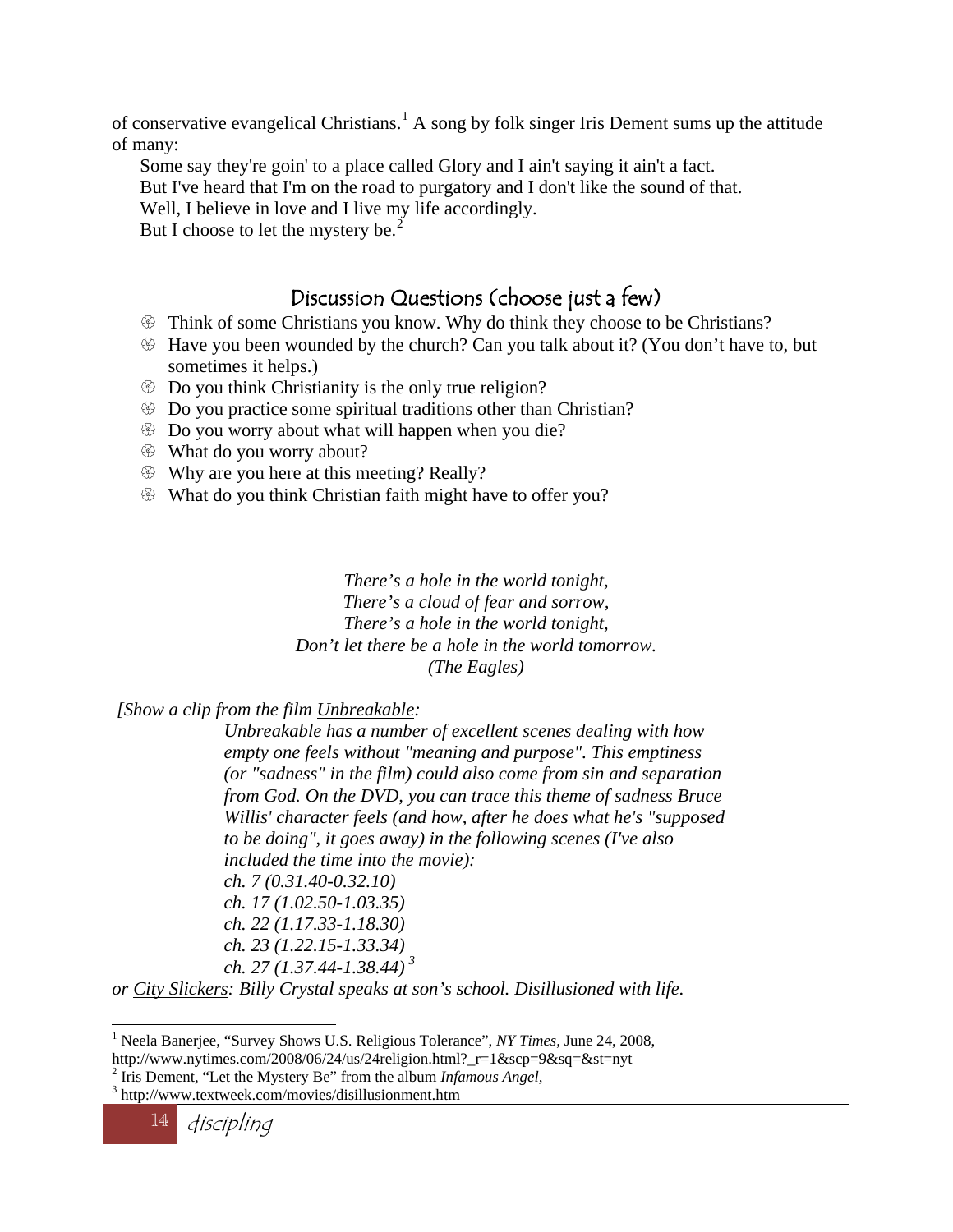of conservative evangelical Christians.[1] A song by folk singer Iris Dement sums up the attitude of many:

> Some say they're goin' to a place called Glory and I ain't saying it ain't a fact.
> But I've heard that I'm on the road to purgatory and I don't like the sound of that.
> Well, I believe in love and I live my life accordingly.
> But I choose to let the mystery be.[2]

## Discussion Questions (choose just a few)

- Think of some Christians you know. Why do think they choose to be Christians?
- Have you been wounded by the church? Can you talk about it? (You don't have to, but sometimes it helps.)
- Do you think Christianity is the only true religion?
- Do you practice some spiritual traditions other than Christian?
- Do you worry about what will happen when you die?
- What do you worry about?
- Why are you here at this meeting? Really?
- What do you think Christian faith might have to offer you?

*There's a hole in the world tonight,*
*There's a cloud of fear and sorrow,*
*There's a hole in the world tonight,*
*Don't let there be a hole in the world tomorrow.*
*(The Eagles)*

*[Show a clip from the film Unbreakable:*

*Unbreakable has a number of excellent scenes dealing with how empty one feels without "meaning and purpose". This emptiness (or "sadness" in the film) could also come from sin and separation from God. On the DVD, you can trace this theme of sadness Bruce Willis' character feels (and how, after he does what he's "supposed to be doing", it goes away) in the following scenes (I've also included the time into the movie):*
*ch. 7 (0.31.40-0.32.10)*
*ch. 17 (1.02.50-1.03.35)*
*ch. 22 (1.17.33-1.18.30)*
*ch. 23 (1.22.15-1.33.34)*
*ch. 27 (1.37.44-1.38.44)* [3]

*or City Slickers: Billy Crystal speaks at son's school. Disillusioned with life.*

---

[1] Neela Banerjee, "Survey Shows U.S. Religious Tolerance", *NY Times*, June 24, 2008, http://www.nytimes.com/2008/06/24/us/24religion.html?_r=1&scp=9&sq=&st=nyt

[2] Iris Dement, "Let the Mystery Be" from the album *Infamous Angel*,

[3] http://www.textweek.com/movies/disillusionment.htm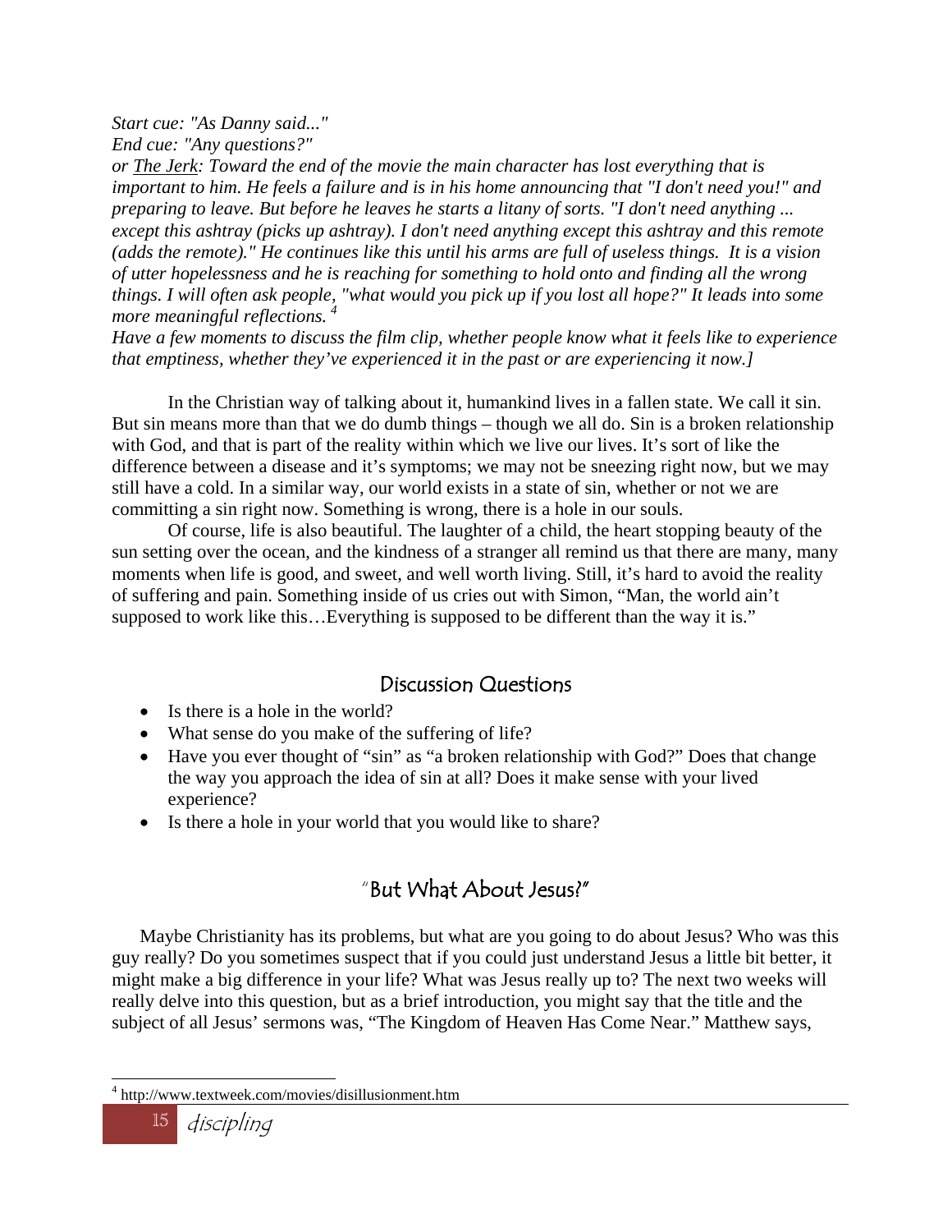*Start cue: "As Danny said..."*
*End cue: "Any questions?"*
*or The Jerk: Toward the end of the movie the main character has lost everything that is important to him. He feels a failure and is in his home announcing that "I don't need you!" and preparing to leave. But before he leaves he starts a litany of sorts. "I don't need anything ... except this ashtray (picks up ashtray). I don't need anything except this ashtray and this remote (adds the remote)." He continues like this until his arms are full of useless things. It is a vision of utter hopelessness and he is reaching for something to hold onto and finding all the wrong things. I will often ask people, "what would you pick up if you lost all hope?" It leads into some more meaningful reflections.* [4]
*Have a few moments to discuss the film clip, whether people know what it feels like to experience that emptiness, whether they've experienced it in the past or are experiencing it now.]*

In the Christian way of talking about it, humankind lives in a fallen state. We call it sin. But sin means more than that we do dumb things – though we all do. Sin is a broken relationship with God, and that is part of the reality within which we live our lives. It's sort of like the difference between a disease and it's symptoms; we may not be sneezing right now, but we may still have a cold. In a similar way, our world exists in a state of sin, whether or not we are committing a sin right now. Something is wrong, there is a hole in our souls.

Of course, life is also beautiful. The laughter of a child, the heart stopping beauty of the sun setting over the ocean, and the kindness of a stranger all remind us that there are many, many moments when life is good, and sweet, and well worth living. Still, it's hard to avoid the reality of suffering and pain. Something inside of us cries out with Simon, "Man, the world ain't supposed to work like this…Everything is supposed to be different than the way it is."

## Discussion Questions

- Is there is a hole in the world?
- What sense do you make of the suffering of life?
- Have you ever thought of "sin" as "a broken relationship with God?" Does that change the way you approach the idea of sin at all? Does it make sense with your lived experience?
- Is there a hole in your world that you would like to share?

## "But What About Jesus?"

Maybe Christianity has its problems, but what are you going to do about Jesus? Who was this guy really? Do you sometimes suspect that if you could just understand Jesus a little bit better, it might make a big difference in your life? What was Jesus really up to? The next two weeks will really delve into this question, but as a brief introduction, you might say that the title and the subject of all Jesus' sermons was, "The Kingdom of Heaven Has Come Near." Matthew says,

[4] http://www.textweek.com/movies/disillusionment.htm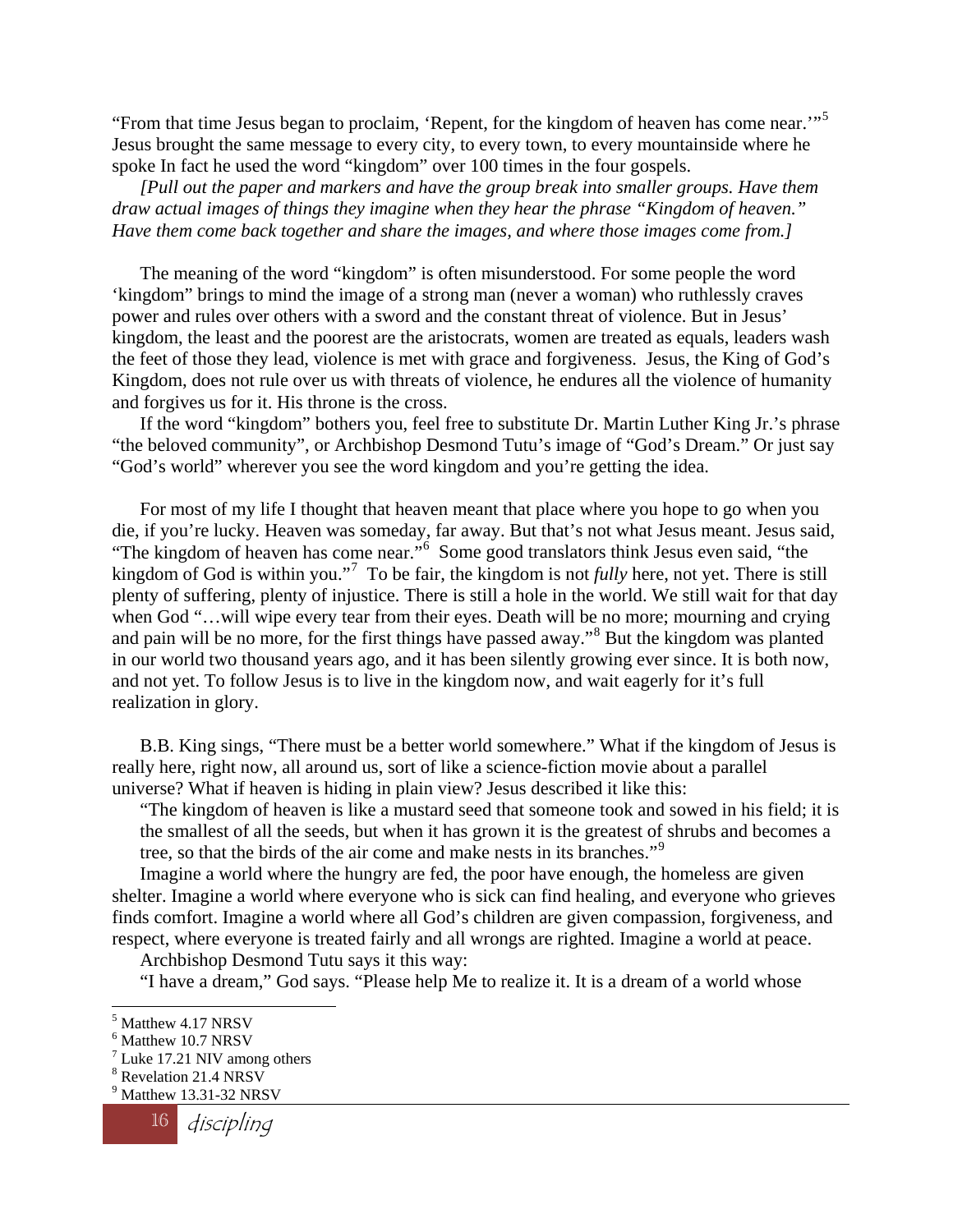"From that time Jesus began to proclaim, 'Repent, for the kingdom of heaven has come near.'"[5] Jesus brought the same message to every city, to every town, to every mountainside where he spoke In fact he used the word "kingdom" over 100 times in the four gospels.

*[Pull out the paper and markers and have the group break into smaller groups. Have them draw actual images of things they imagine when they hear the phrase "Kingdom of heaven." Have them come back together and share the images, and where those images come from.]*

The meaning of the word "kingdom" is often misunderstood. For some people the word 'kingdom" brings to mind the image of a strong man (never a woman) who ruthlessly craves power and rules over others with a sword and the constant threat of violence. But in Jesus' kingdom, the least and the poorest are the aristocrats, women are treated as equals, leaders wash the feet of those they lead, violence is met with grace and forgiveness. Jesus, the King of God's Kingdom, does not rule over us with threats of violence, he endures all the violence of humanity and forgives us for it. His throne is the cross.

If the word "kingdom" bothers you, feel free to substitute Dr. Martin Luther King Jr.'s phrase "the beloved community", or Archbishop Desmond Tutu's image of "God's Dream." Or just say "God's world" wherever you see the word kingdom and you're getting the idea.

For most of my life I thought that heaven meant that place where you hope to go when you die, if you're lucky. Heaven was someday, far away. But that's not what Jesus meant. Jesus said, "The kingdom of heaven has come near."[6] Some good translators think Jesus even said, "the kingdom of God is within you."[7] To be fair, the kingdom is not *fully* here, not yet. There is still plenty of suffering, plenty of injustice. There is still a hole in the world. We still wait for that day when God "…will wipe every tear from their eyes. Death will be no more; mourning and crying and pain will be no more, for the first things have passed away."[8] But the kingdom was planted in our world two thousand years ago, and it has been silently growing ever since. It is both now, and not yet. To follow Jesus is to live in the kingdom now, and wait eagerly for it's full realization in glory.

B.B. King sings, "There must be a better world somewhere." What if the kingdom of Jesus is really here, right now, all around us, sort of like a science-fiction movie about a parallel universe? What if heaven is hiding in plain view? Jesus described it like this:

> "The kingdom of heaven is like a mustard seed that someone took and sowed in his field; it is the smallest of all the seeds, but when it has grown it is the greatest of shrubs and becomes a tree, so that the birds of the air come and make nests in its branches."[9]

Imagine a world where the hungry are fed, the poor have enough, the homeless are given shelter. Imagine a world where everyone who is sick can find healing, and everyone who grieves finds comfort. Imagine a world where all God's children are given compassion, forgiveness, and respect, where everyone is treated fairly and all wrongs are righted. Imagine a world at peace.

Archbishop Desmond Tutu says it this way:

"I have a dream," God says. "Please help Me to realize it. It is a dream of a world whose

---

[5] Matthew 4.17 NRSV
[6] Matthew 10.7 NRSV
[7] Luke 17.21 NIV among others
[8] Revelation 21.4 NRSV
[9] Matthew 13.31-32 NRSV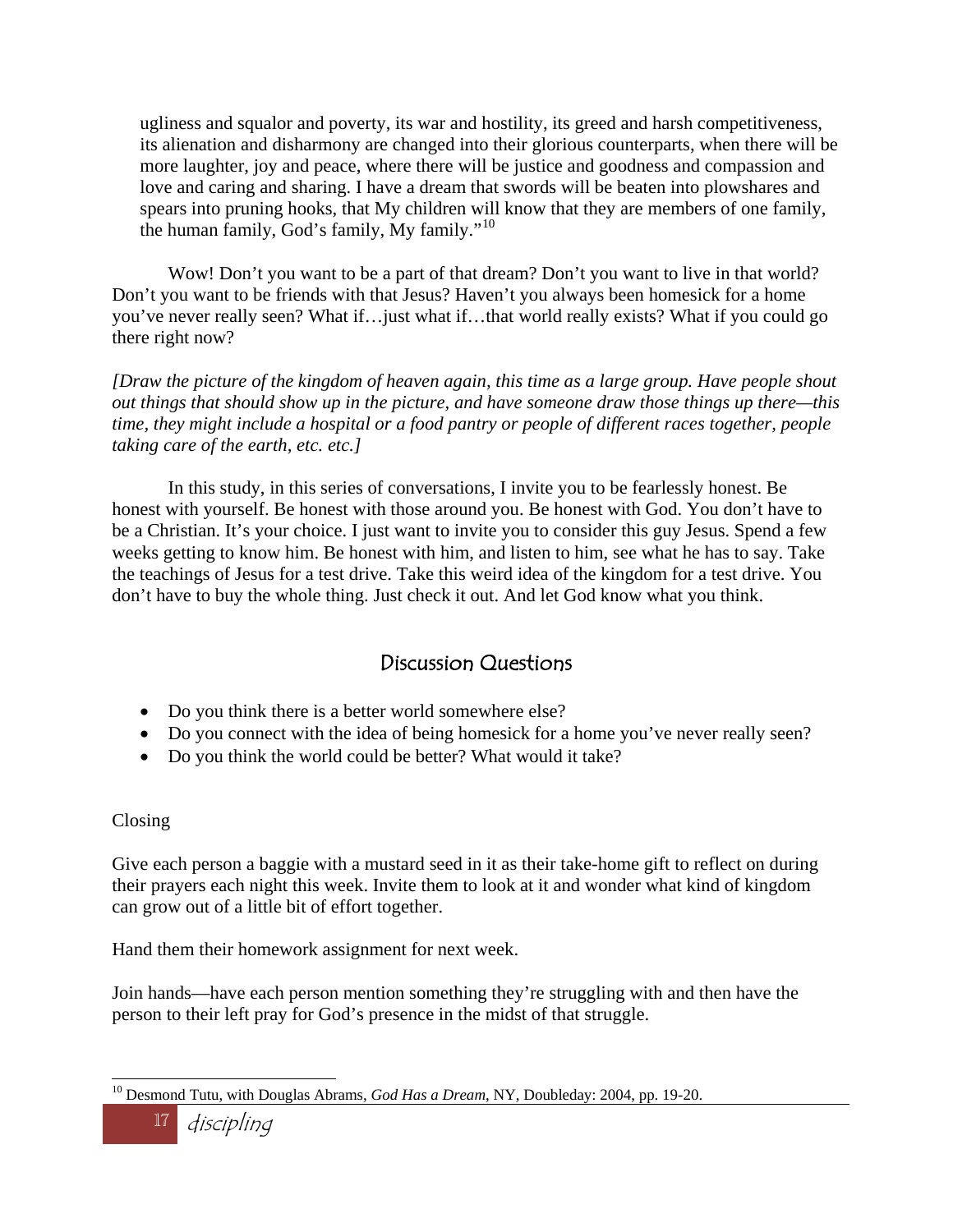ugliness and squalor and poverty, its war and hostility, its greed and harsh competitiveness, its alienation and disharmony are changed into their glorious counterparts, when there will be more laughter, joy and peace, where there will be justice and goodness and compassion and love and caring and sharing. I have a dream that swords will be beaten into plowshares and spears into pruning hooks, that My children will know that they are members of one family, the human family, God's family, My family."[10]

Wow! Don't you want to be a part of that dream? Don't you want to live in that world? Don't you want to be friends with that Jesus? Haven't you always been homesick for a home you've never really seen? What if…just what if…that world really exists? What if you could go there right now?

*[Draw the picture of the kingdom of heaven again, this time as a large group. Have people shout out things that should show up in the picture, and have someone draw those things up there—this time, they might include a hospital or a food pantry or people of different races together, people taking care of the earth, etc. etc.]*

In this study, in this series of conversations, I invite you to be fearlessly honest. Be honest with yourself. Be honest with those around you. Be honest with God. You don't have to be a Christian. It's your choice. I just want to invite you to consider this guy Jesus. Spend a few weeks getting to know him. Be honest with him, and listen to him, see what he has to say. Take the teachings of Jesus for a test drive. Take this weird idea of the kingdom for a test drive. You don't have to buy the whole thing. Just check it out. And let God know what you think.

## Discussion Questions

- Do you think there is a better world somewhere else?
- Do you connect with the idea of being homesick for a home you've never really seen?
- Do you think the world could be better? What would it take?

Closing

Give each person a baggie with a mustard seed in it as their take-home gift to reflect on during their prayers each night this week. Invite them to look at it and wonder what kind of kingdom can grow out of a little bit of effort together.

Hand them their homework assignment for next week.

Join hands—have each person mention something they're struggling with and then have the person to their left pray for God's presence in the midst of that struggle.

---

[10] Desmond Tutu, with Douglas Abrams, *God Has a Dream*, NY, Doubleday: 2004, pp. 19-20.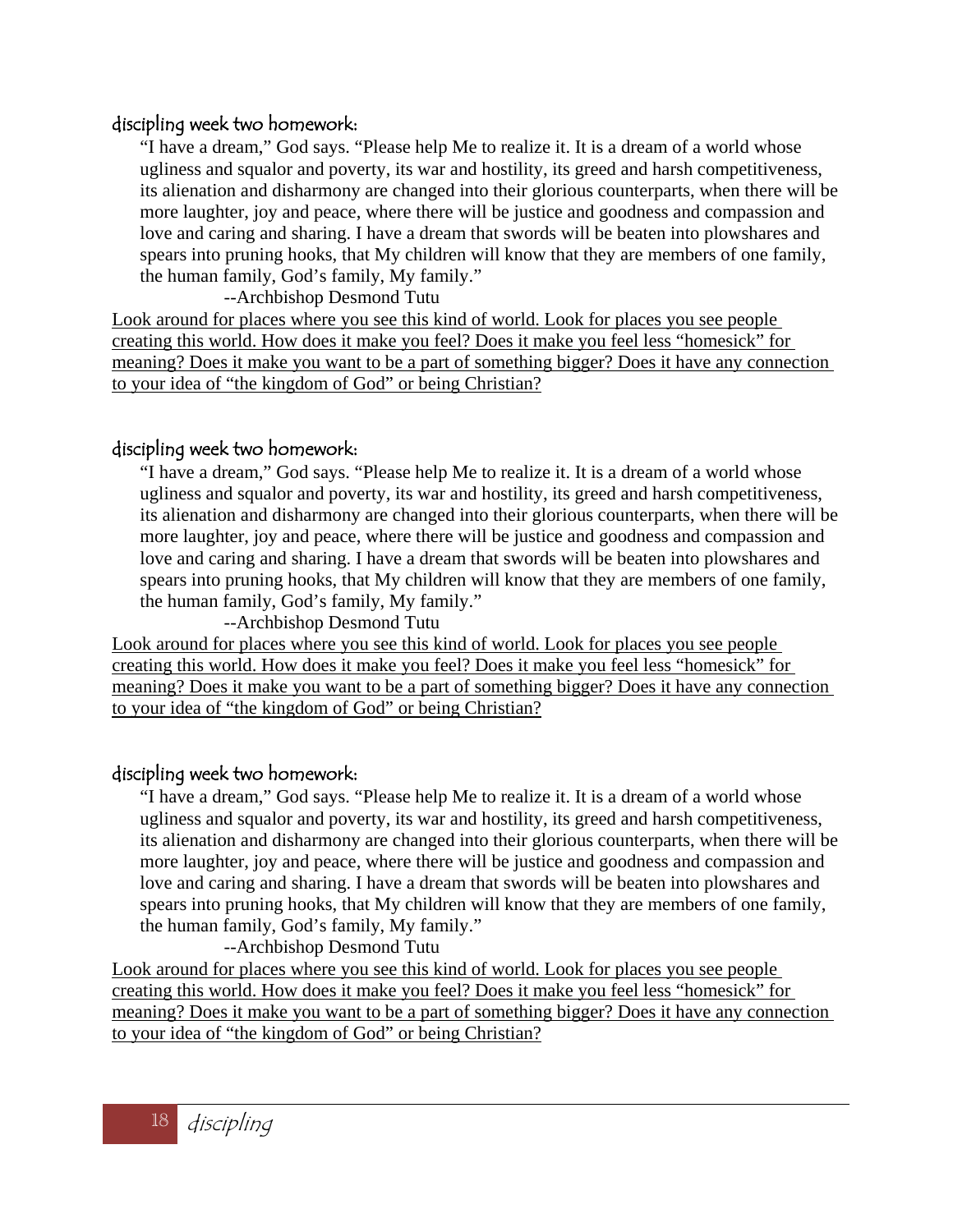### discipling week two homework:

> "I have a dream," God says. "Please help Me to realize it. It is a dream of a world whose ugliness and squalor and poverty, its war and hostility, its greed and harsh competitiveness, its alienation and disharmony are changed into their glorious counterparts, when there will be more laughter, joy and peace, where there will be justice and goodness and compassion and love and caring and sharing. I have a dream that swords will be beaten into plowshares and spears into pruning hooks, that My children will know that they are members of one family, the human family, God's family, My family."
>
> --Archbishop Desmond Tutu

Look around for places where you see this kind of world. Look for places you see people creating this world. How does it make you feel? Does it make you feel less "homesick" for meaning? Does it make you want to be a part of something bigger? Does it have any connection to your idea of "the kingdom of God" or being Christian?

### discipling week two homework:

> "I have a dream," God says. "Please help Me to realize it. It is a dream of a world whose ugliness and squalor and poverty, its war and hostility, its greed and harsh competitiveness, its alienation and disharmony are changed into their glorious counterparts, when there will be more laughter, joy and peace, where there will be justice and goodness and compassion and love and caring and sharing. I have a dream that swords will be beaten into plowshares and spears into pruning hooks, that My children will know that they are members of one family, the human family, God's family, My family."
>
> --Archbishop Desmond Tutu

Look around for places where you see this kind of world. Look for places you see people creating this world. How does it make you feel? Does it make you feel less "homesick" for meaning? Does it make you want to be a part of something bigger? Does it have any connection to your idea of "the kingdom of God" or being Christian?

### discipling week two homework:

> "I have a dream," God says. "Please help Me to realize it. It is a dream of a world whose ugliness and squalor and poverty, its war and hostility, its greed and harsh competitiveness, its alienation and disharmony are changed into their glorious counterparts, when there will be more laughter, joy and peace, where there will be justice and goodness and compassion and love and caring and sharing. I have a dream that swords will be beaten into plowshares and spears into pruning hooks, that My children will know that they are members of one family, the human family, God's family, My family."
>
> --Archbishop Desmond Tutu

Look around for places where you see this kind of world. Look for places you see people creating this world. How does it make you feel? Does it make you feel less "homesick" for meaning? Does it make you want to be a part of something bigger? Does it have any connection to your idea of "the kingdom of God" or being Christian?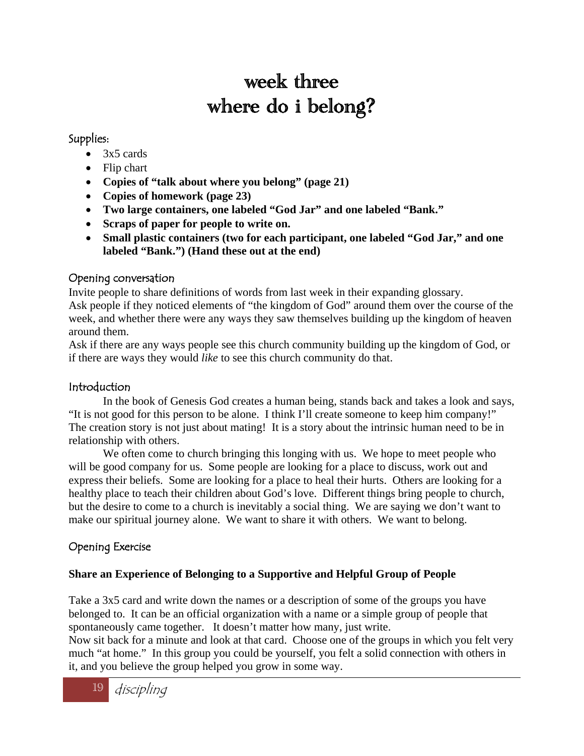# week three
# where do i belong?

## Supplies:

- 3x5 cards
- Flip chart
- **Copies of "talk about where you belong" (page 21)**
- **Copies of homework (page 23)**
- **Two large containers, one labeled "God Jar" and one labeled "Bank."**
- **Scraps of paper for people to write on.**
- **Small plastic containers (two for each participant, one labeled "God Jar," and one labeled "Bank.") (Hand these out at the end)**

## Opening conversation

Invite people to share definitions of words from last week in their expanding glossary.
Ask people if they noticed elements of "the kingdom of God" around them over the course of the week, and whether there were any ways they saw themselves building up the kingdom of heaven around them.
Ask if there are any ways people see this church community building up the kingdom of God, or if there are ways they would *like* to see this church community do that.

## Introduction

In the book of Genesis God creates a human being, stands back and takes a look and says, "It is not good for this person to be alone. I think I'll create someone to keep him company!" The creation story is not just about mating! It is a story about the intrinsic human need to be in relationship with others.

We often come to church bringing this longing with us. We hope to meet people who will be good company for us. Some people are looking for a place to discuss, work out and express their beliefs. Some are looking for a place to heal their hurts. Others are looking for a healthy place to teach their children about God's love. Different things bring people to church, but the desire to come to a church is inevitably a social thing. We are saying we don't want to make our spiritual journey alone. We want to share it with others. We want to belong.

## Opening Exercise

**Share an Experience of Belonging to a Supportive and Helpful Group of People**

Take a 3x5 card and write down the names or a description of some of the groups you have belonged to. It can be an official organization with a name or a simple group of people that spontaneously came together. It doesn't matter how many, just write.
Now sit back for a minute and look at that card. Choose one of the groups in which you felt very much "at home." In this group you could be yourself, you felt a solid connection with others in it, and you believe the group helped you grow in some way.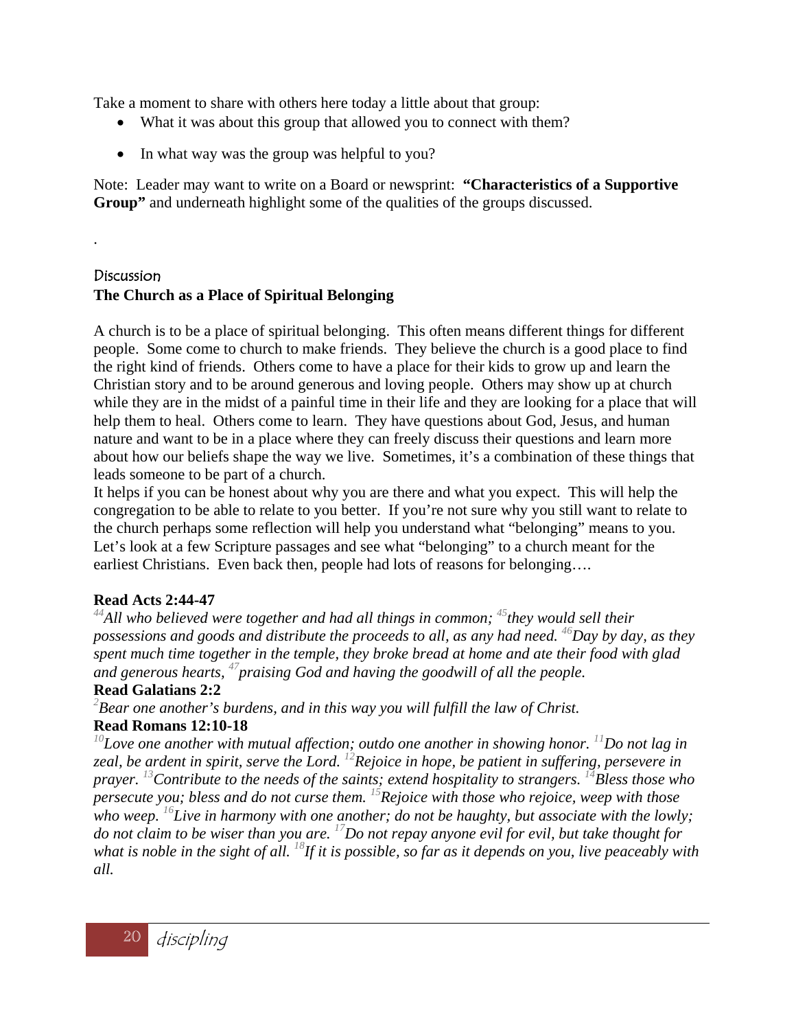Take a moment to share with others here today a little about that group:

- What it was about this group that allowed you to connect with them?
- In what way was the group was helpful to you?

Note: Leader may want to write on a Board or newsprint: **"Characteristics of a Supportive Group"** and underneath highlight some of the qualities of the groups discussed.

.

Discussion

**The Church as a Place of Spiritual Belonging**

A church is to be a place of spiritual belonging. This often means different things for different people. Some come to church to make friends. They believe the church is a good place to find the right kind of friends. Others come to have a place for their kids to grow up and learn the Christian story and to be around generous and loving people. Others may show up at church while they are in the midst of a painful time in their life and they are looking for a place that will help them to heal. Others come to learn. They have questions about God, Jesus, and human nature and want to be in a place where they can freely discuss their questions and learn more about how our beliefs shape the way we live. Sometimes, it's a combination of these things that leads someone to be part of a church.

It helps if you can be honest about why you are there and what you expect. This will help the congregation to be able to relate to you better. If you're not sure why you still want to relate to the church perhaps some reflection will help you understand what "belonging" means to you. Let's look at a few Scripture passages and see what "belonging" to a church meant for the earliest Christians. Even back then, people had lots of reasons for belonging….

**Read Acts 2:44-47**

*[44]All who believed were together and had all things in common; [45]they would sell their possessions and goods and distribute the proceeds to all, as any had need. [46]Day by day, as they spent much time together in the temple, they broke bread at home and ate their food with glad and generous hearts, [47]praising God and having the goodwill of all the people.*

**Read Galatians 2:2**

*[2]Bear one another's burdens, and in this way you will fulfill the law of Christ.*

**Read Romans 12:10-18**

*[10]Love one another with mutual affection; outdo one another in showing honor. [11]Do not lag in zeal, be ardent in spirit, serve the Lord. [12]Rejoice in hope, be patient in suffering, persevere in prayer. [13]Contribute to the needs of the saints; extend hospitality to strangers. [14]Bless those who persecute you; bless and do not curse them. [15]Rejoice with those who rejoice, weep with those who weep. [16]Live in harmony with one another; do not be haughty, but associate with the lowly; do not claim to be wiser than you are. [17]Do not repay anyone evil for evil, but take thought for what is noble in the sight of all. [18]If it is possible, so far as it depends on you, live peaceably with all.*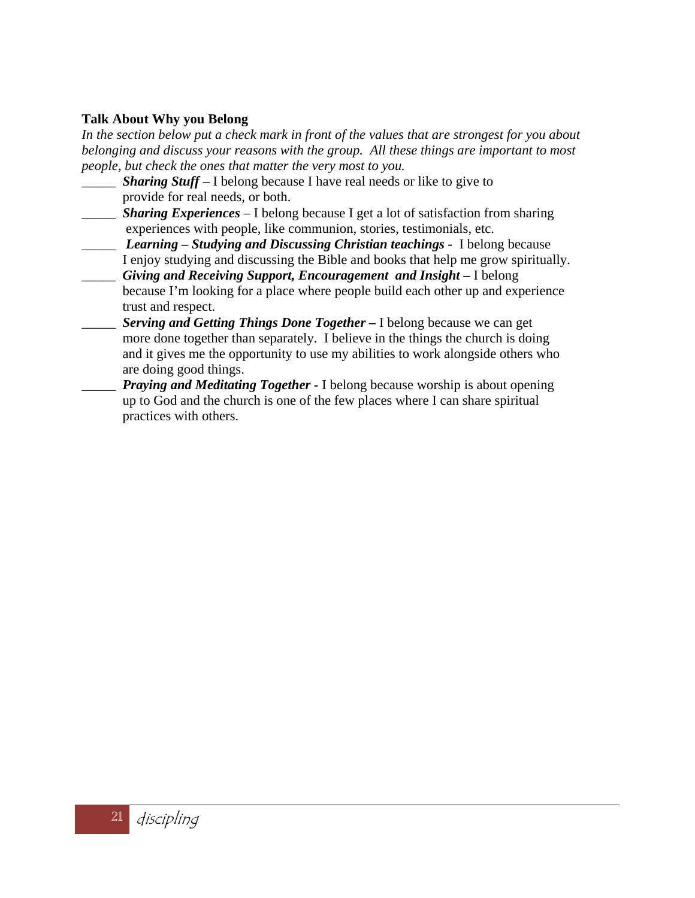**Talk About Why you Belong**

*In the section below put a check mark in front of the values that are strongest for you about belonging and discuss your reasons with the group. All these things are important to most people, but check the ones that matter the very most to you.*

_____ ***Sharing Stuff*** – I belong because I have real needs or like to give to provide for real needs, or both.

_____ ***Sharing Experiences*** – I belong because I get a lot of satisfaction from sharing experiences with people, like communion, stories, testimonials, etc.

_____ ***Learning – Studying and Discussing Christian teachings -*** I belong because I enjoy studying and discussing the Bible and books that help me grow spiritually.

_____ ***Giving and Receiving Support, Encouragement and Insight –*** I belong because I'm looking for a place where people build each other up and experience trust and respect.

_____ ***Serving and Getting Things Done Together –*** I belong because we can get more done together than separately. I believe in the things the church is doing and it gives me the opportunity to use my abilities to work alongside others who are doing good things.

_____ ***Praying and Meditating Together -*** I belong because worship is about opening up to God and the church is one of the few places where I can share spiritual practices with others.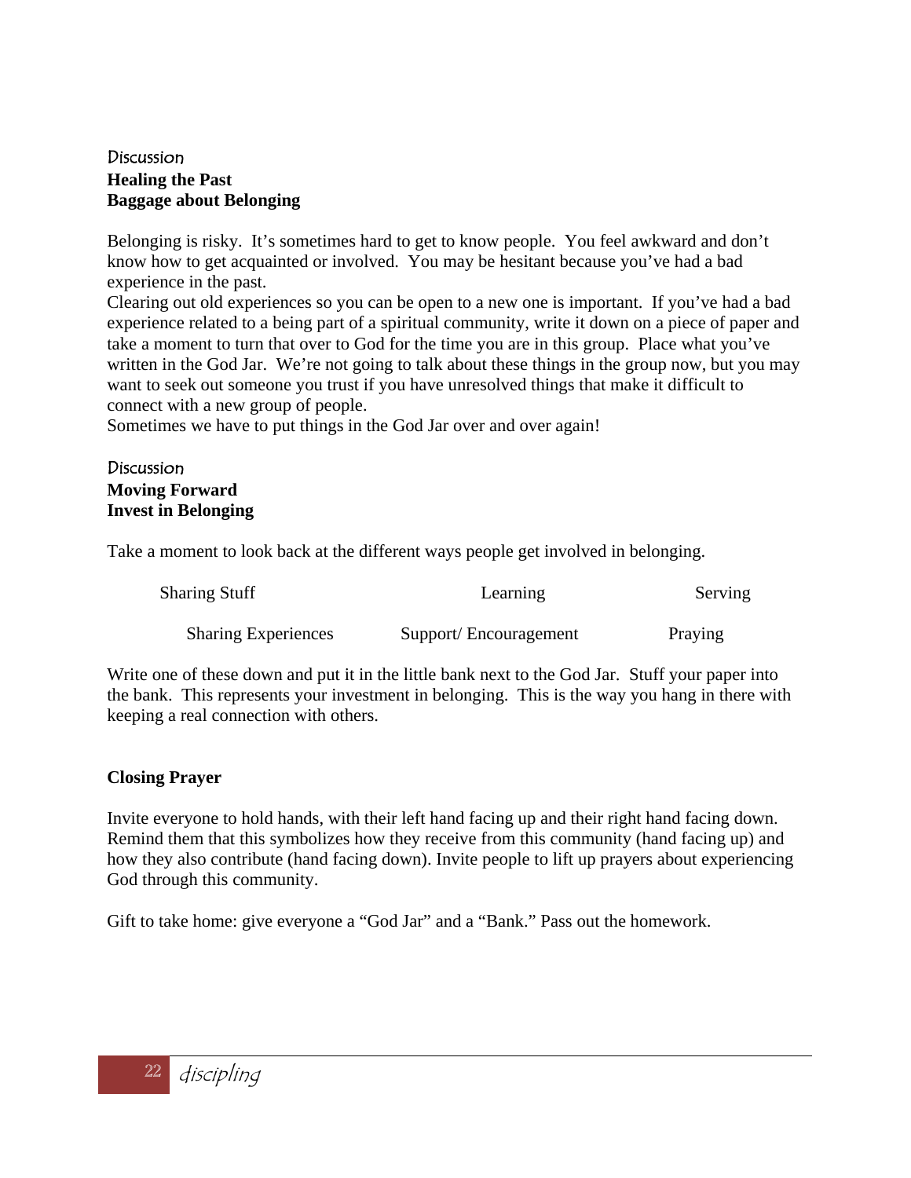Discussion
**Healing the Past**
**Baggage about Belonging**

Belonging is risky. It's sometimes hard to get to know people. You feel awkward and don't know how to get acquainted or involved. You may be hesitant because you've had a bad experience in the past.

Clearing out old experiences so you can be open to a new one is important. If you've had a bad experience related to a being part of a spiritual community, write it down on a piece of paper and take a moment to turn that over to God for the time you are in this group. Place what you've written in the God Jar. We're not going to talk about these things in the group now, but you may want to seek out someone you trust if you have unresolved things that make it difficult to connect with a new group of people.

Sometimes we have to put things in the God Jar over and over again!

Discussion
**Moving Forward**
**Invest in Belonging**

Take a moment to look back at the different ways people get involved in belonging.

| | | |
|---|---|---|
| Sharing Stuff | Learning | Serving |
| Sharing Experiences | Support/ Encouragement | Praying |

Write one of these down and put it in the little bank next to the God Jar. Stuff your paper into the bank. This represents your investment in belonging. This is the way you hang in there with keeping a real connection with others.

**Closing Prayer**

Invite everyone to hold hands, with their left hand facing up and their right hand facing down. Remind them that this symbolizes how they receive from this community (hand facing up) and how they also contribute (hand facing down). Invite people to lift up prayers about experiencing God through this community.

Gift to take home: give everyone a "God Jar" and a "Bank." Pass out the homework.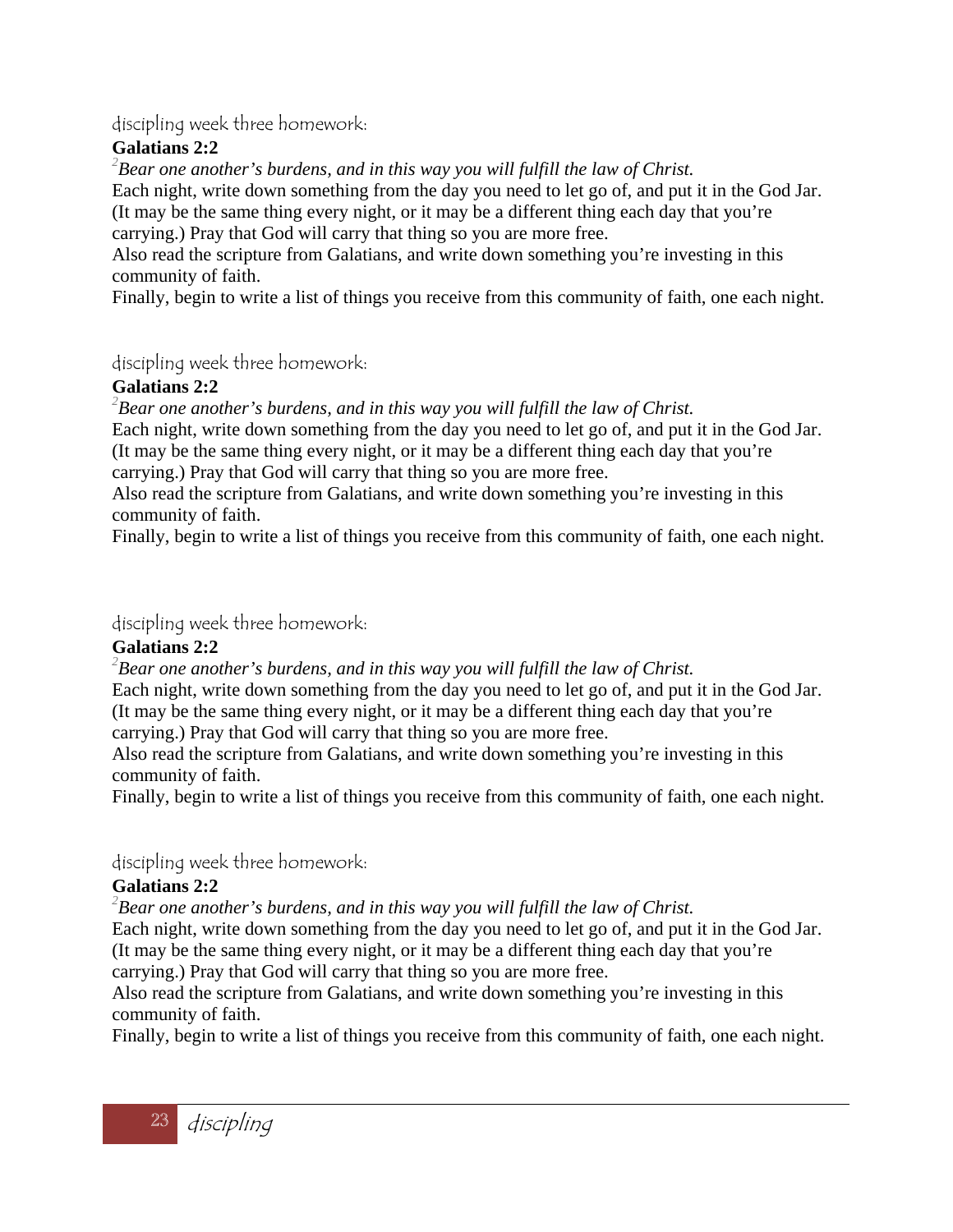discipling week three homework:

**Galatians 2:2**

[2]*Bear one another's burdens, and in this way you will fulfill the law of Christ.*

Each night, write down something from the day you need to let go of, and put it in the God Jar. (It may be the same thing every night, or it may be a different thing each day that you're carrying.) Pray that God will carry that thing so you are more free.

Also read the scripture from Galatians, and write down something you're investing in this community of faith.

Finally, begin to write a list of things you receive from this community of faith, one each night.

discipling week three homework:

**Galatians 2:2**

[2]*Bear one another's burdens, and in this way you will fulfill the law of Christ.*

Each night, write down something from the day you need to let go of, and put it in the God Jar. (It may be the same thing every night, or it may be a different thing each day that you're carrying.) Pray that God will carry that thing so you are more free.

Also read the scripture from Galatians, and write down something you're investing in this community of faith.

Finally, begin to write a list of things you receive from this community of faith, one each night.

discipling week three homework:

**Galatians 2:2**

[2]*Bear one another's burdens, and in this way you will fulfill the law of Christ.*

Each night, write down something from the day you need to let go of, and put it in the God Jar. (It may be the same thing every night, or it may be a different thing each day that you're carrying.) Pray that God will carry that thing so you are more free.

Also read the scripture from Galatians, and write down something you're investing in this community of faith.

Finally, begin to write a list of things you receive from this community of faith, one each night.

discipling week three homework:

**Galatians 2:2**

[2]*Bear one another's burdens, and in this way you will fulfill the law of Christ.*

Each night, write down something from the day you need to let go of, and put it in the God Jar. (It may be the same thing every night, or it may be a different thing each day that you're carrying.) Pray that God will carry that thing so you are more free.

Also read the scripture from Galatians, and write down something you're investing in this community of faith.

Finally, begin to write a list of things you receive from this community of faith, one each night.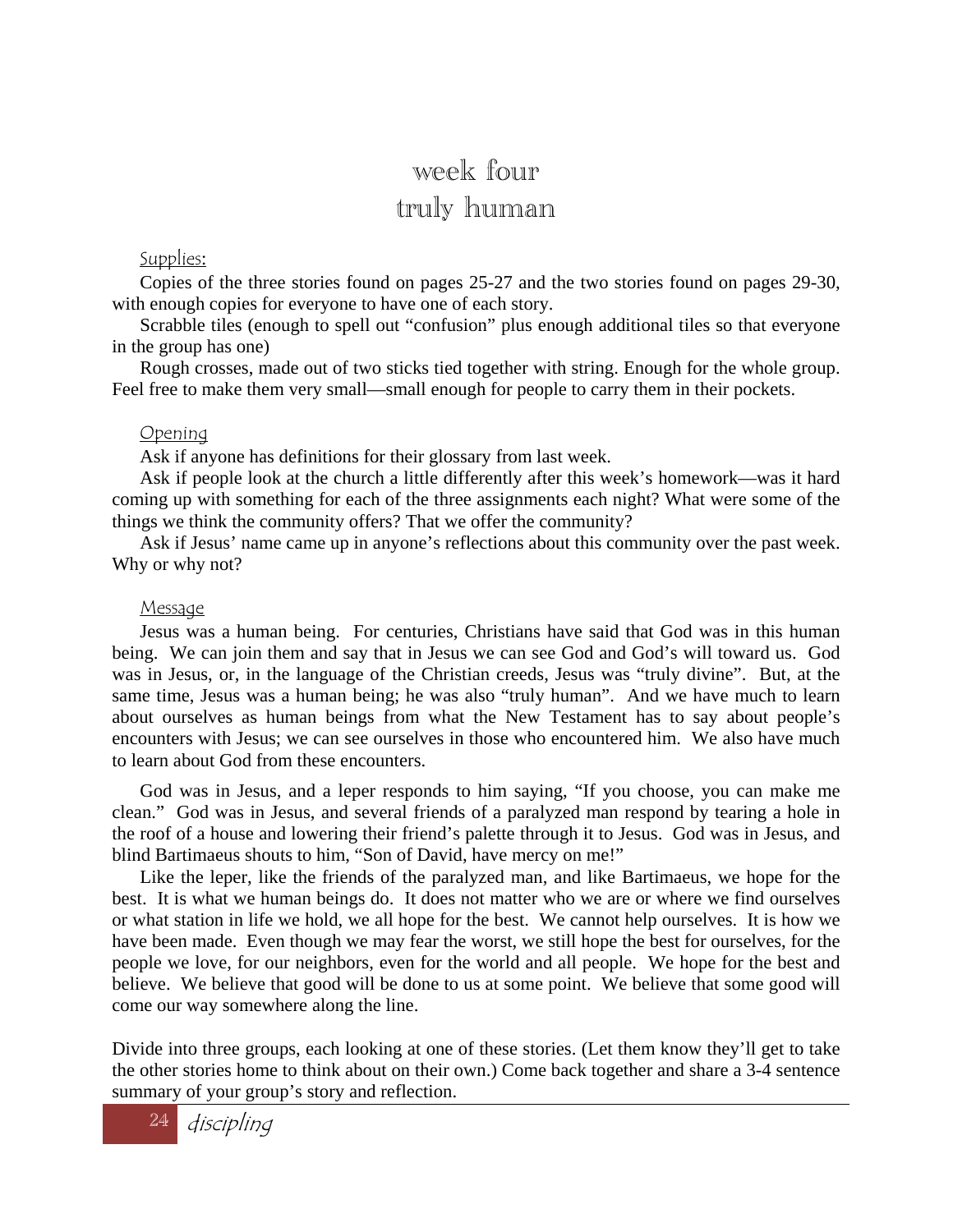# week four
# truly human

### Supplies:

Copies of the three stories found on pages 25-27 and the two stories found on pages 29-30, with enough copies for everyone to have one of each story.

Scrabble tiles (enough to spell out "confusion" plus enough additional tiles so that everyone in the group has one)

Rough crosses, made out of two sticks tied together with string. Enough for the whole group. Feel free to make them very small—small enough for people to carry them in their pockets.

### Opening

Ask if anyone has definitions for their glossary from last week.

Ask if people look at the church a little differently after this week's homework—was it hard coming up with something for each of the three assignments each night? What were some of the things we think the community offers? That we offer the community?

Ask if Jesus' name came up in anyone's reflections about this community over the past week. Why or why not?

### Message

Jesus was a human being. For centuries, Christians have said that God was in this human being. We can join them and say that in Jesus we can see God and God's will toward us. God was in Jesus, or, in the language of the Christian creeds, Jesus was "truly divine". But, at the same time, Jesus was a human being; he was also "truly human". And we have much to learn about ourselves as human beings from what the New Testament has to say about people's encounters with Jesus; we can see ourselves in those who encountered him. We also have much to learn about God from these encounters.

God was in Jesus, and a leper responds to him saying, "If you choose, you can make me clean." God was in Jesus, and several friends of a paralyzed man respond by tearing a hole in the roof of a house and lowering their friend's palette through it to Jesus. God was in Jesus, and blind Bartimaeus shouts to him, "Son of David, have mercy on me!"

Like the leper, like the friends of the paralyzed man, and like Bartimaeus, we hope for the best. It is what we human beings do. It does not matter who we are or where we find ourselves or what station in life we hold, we all hope for the best. We cannot help ourselves. It is how we have been made. Even though we may fear the worst, we still hope the best for ourselves, for the people we love, for our neighbors, even for the world and all people. We hope for the best and believe. We believe that good will be done to us at some point. We believe that some good will come our way somewhere along the line.

Divide into three groups, each looking at one of these stories. (Let them know they'll get to take the other stories home to think about on their own.) Come back together and share a 3-4 sentence summary of your group's story and reflection.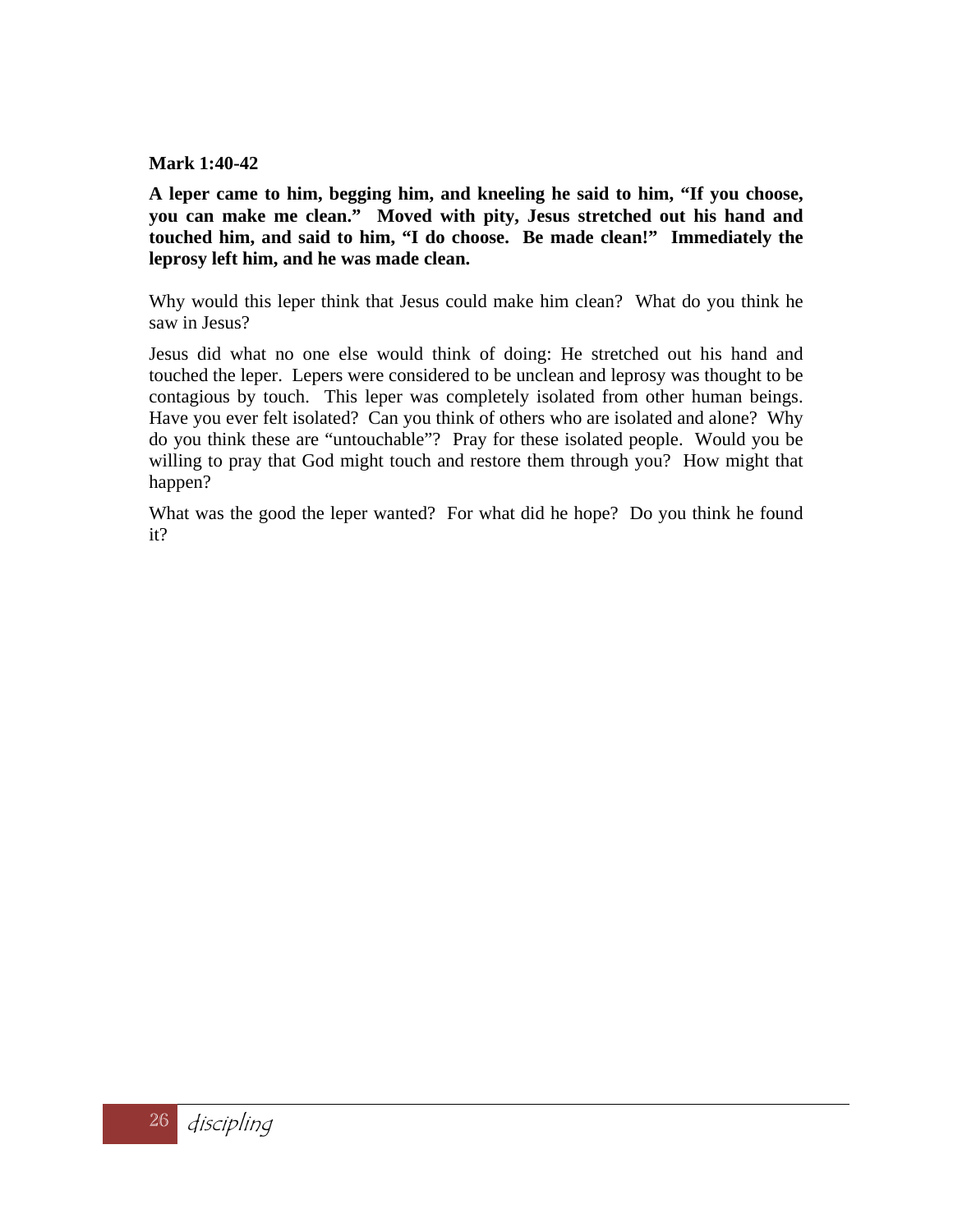**Mark 1:40-42**

**A leper came to him, begging him, and kneeling he said to him, “If you choose, you can make me clean.” Moved with pity, Jesus stretched out his hand and touched him, and said to him, “I do choose. Be made clean!” Immediately the leprosy left him, and he was made clean.**

Why would this leper think that Jesus could make him clean? What do you think he saw in Jesus?

Jesus did what no one else would think of doing: He stretched out his hand and touched the leper. Lepers were considered to be unclean and leprosy was thought to be contagious by touch. This leper was completely isolated from other human beings. Have you ever felt isolated? Can you think of others who are isolated and alone? Why do you think these are “untouchable”? Pray for these isolated people. Would you be willing to pray that God might touch and restore them through you? How might that happen?

What was the good the leper wanted? For what did he hope? Do you think he found it?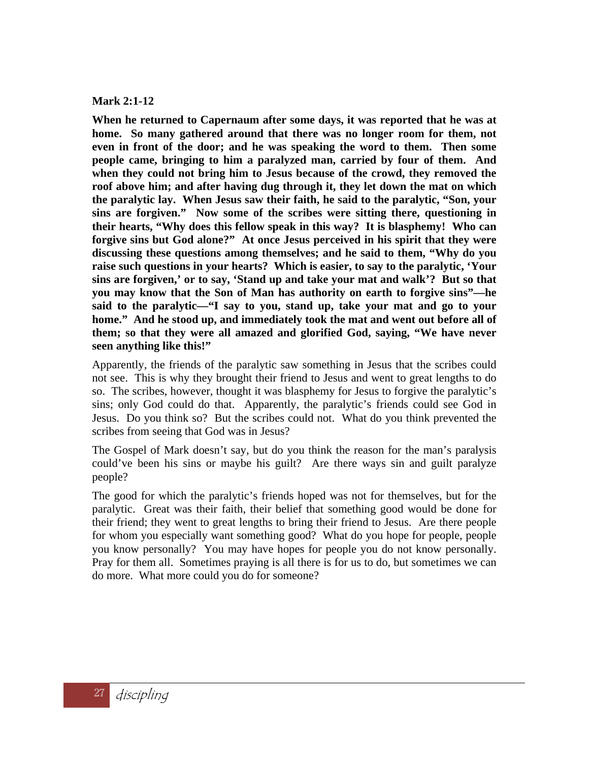**Mark 2:1-12**

**When he returned to Capernaum after some days, it was reported that he was at home. So many gathered around that there was no longer room for them, not even in front of the door; and he was speaking the word to them. Then some people came, bringing to him a paralyzed man, carried by four of them. And when they could not bring him to Jesus because of the crowd, they removed the roof above him; and after having dug through it, they let down the mat on which the paralytic lay. When Jesus saw their faith, he said to the paralytic, "Son, your sins are forgiven." Now some of the scribes were sitting there, questioning in their hearts, "Why does this fellow speak in this way? It is blasphemy! Who can forgive sins but God alone?" At once Jesus perceived in his spirit that they were discussing these questions among themselves; and he said to them, "Why do you raise such questions in your hearts? Which is easier, to say to the paralytic, 'Your sins are forgiven,' or to say, 'Stand up and take your mat and walk'? But so that you may know that the Son of Man has authority on earth to forgive sins"—he said to the paralytic—"I say to you, stand up, take your mat and go to your home." And he stood up, and immediately took the mat and went out before all of them; so that they were all amazed and glorified God, saying, "We have never seen anything like this!"**

Apparently, the friends of the paralytic saw something in Jesus that the scribes could not see. This is why they brought their friend to Jesus and went to great lengths to do so. The scribes, however, thought it was blasphemy for Jesus to forgive the paralytic's sins; only God could do that. Apparently, the paralytic's friends could see God in Jesus. Do you think so? But the scribes could not. What do you think prevented the scribes from seeing that God was in Jesus?

The Gospel of Mark doesn't say, but do you think the reason for the man's paralysis could've been his sins or maybe his guilt? Are there ways sin and guilt paralyze people?

The good for which the paralytic's friends hoped was not for themselves, but for the paralytic. Great was their faith, their belief that something good would be done for their friend; they went to great lengths to bring their friend to Jesus. Are there people for whom you especially want something good? What do you hope for people, people you know personally? You may have hopes for people you do not know personally. Pray for them all. Sometimes praying is all there is for us to do, but sometimes we can do more. What more could you do for someone?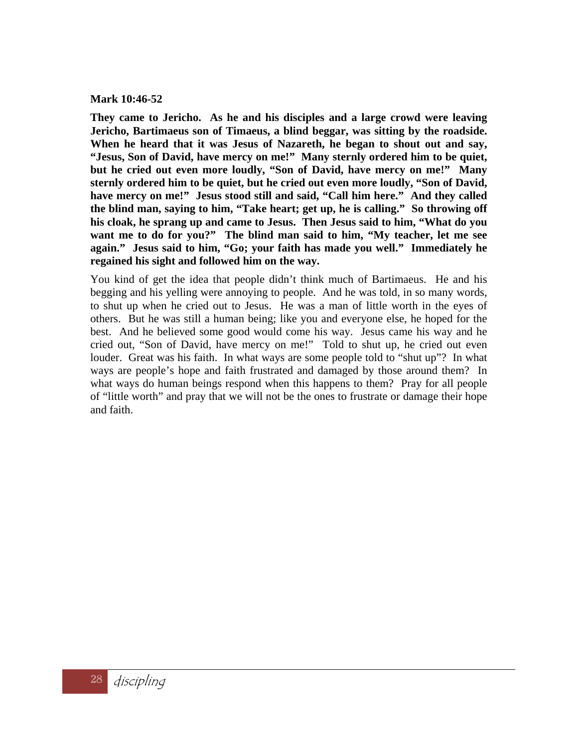**Mark 10:46-52**

**They came to Jericho. As he and his disciples and a large crowd were leaving Jericho, Bartimaeus son of Timaeus, a blind beggar, was sitting by the roadside. When he heard that it was Jesus of Nazareth, he began to shout out and say, "Jesus, Son of David, have mercy on me!" Many sternly ordered him to be quiet, but he cried out even more loudly, "Son of David, have mercy on me!" Many sternly ordered him to be quiet, but he cried out even more loudly, "Son of David, have mercy on me!" Jesus stood still and said, "Call him here." And they called the blind man, saying to him, "Take heart; get up, he is calling." So throwing off his cloak, he sprang up and came to Jesus. Then Jesus said to him, "What do you want me to do for you?" The blind man said to him, "My teacher, let me see again." Jesus said to him, "Go; your faith has made you well." Immediately he regained his sight and followed him on the way.**

You kind of get the idea that people didn't think much of Bartimaeus. He and his begging and his yelling were annoying to people. And he was told, in so many words, to shut up when he cried out to Jesus. He was a man of little worth in the eyes of others. But he was still a human being; like you and everyone else, he hoped for the best. And he believed some good would come his way. Jesus came his way and he cried out, "Son of David, have mercy on me!" Told to shut up, he cried out even louder. Great was his faith. In what ways are some people told to "shut up"? In what ways are people's hope and faith frustrated and damaged by those around them? In what ways do human beings respond when this happens to them? Pray for all people of "little worth" and pray that we will not be the ones to frustrate or damage their hope and faith.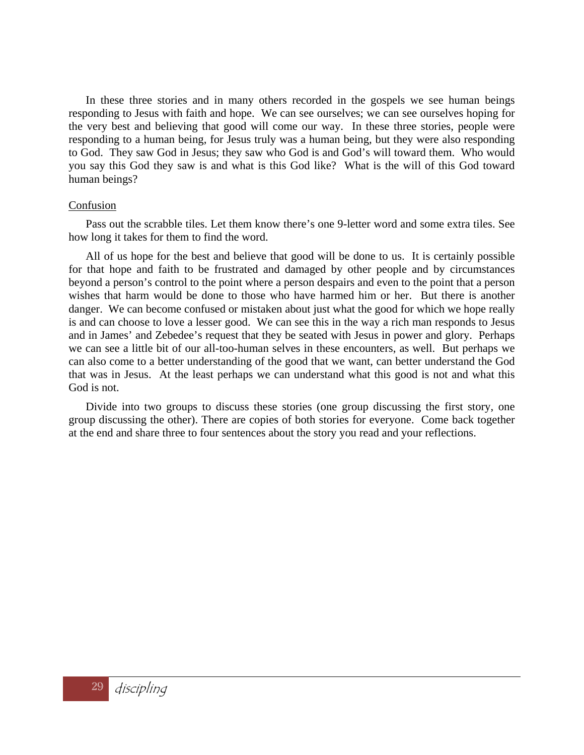In these three stories and in many others recorded in the gospels we see human beings responding to Jesus with faith and hope. We can see ourselves; we can see ourselves hoping for the very best and believing that good will come our way. In these three stories, people were responding to a human being, for Jesus truly was a human being, but they were also responding to God. They saw God in Jesus; they saw who God is and God's will toward them. Who would you say this God they saw is and what is this God like? What is the will of this God toward human beings?

<u>Confusion</u>

Pass out the scrabble tiles. Let them know there's one 9-letter word and some extra tiles. See how long it takes for them to find the word.

All of us hope for the best and believe that good will be done to us. It is certainly possible for that hope and faith to be frustrated and damaged by other people and by circumstances beyond a person's control to the point where a person despairs and even to the point that a person wishes that harm would be done to those who have harmed him or her. But there is another danger. We can become confused or mistaken about just what the good for which we hope really is and can choose to love a lesser good. We can see this in the way a rich man responds to Jesus and in James' and Zebedee's request that they be seated with Jesus in power and glory. Perhaps we can see a little bit of our all-too-human selves in these encounters, as well. But perhaps we can also come to a better understanding of the good that we want, can better understand the God that was in Jesus. At the least perhaps we can understand what this good is not and what this God is not.

Divide into two groups to discuss these stories (one group discussing the first story, one group discussing the other). There are copies of both stories for everyone. Come back together at the end and share three to four sentences about the story you read and your reflections.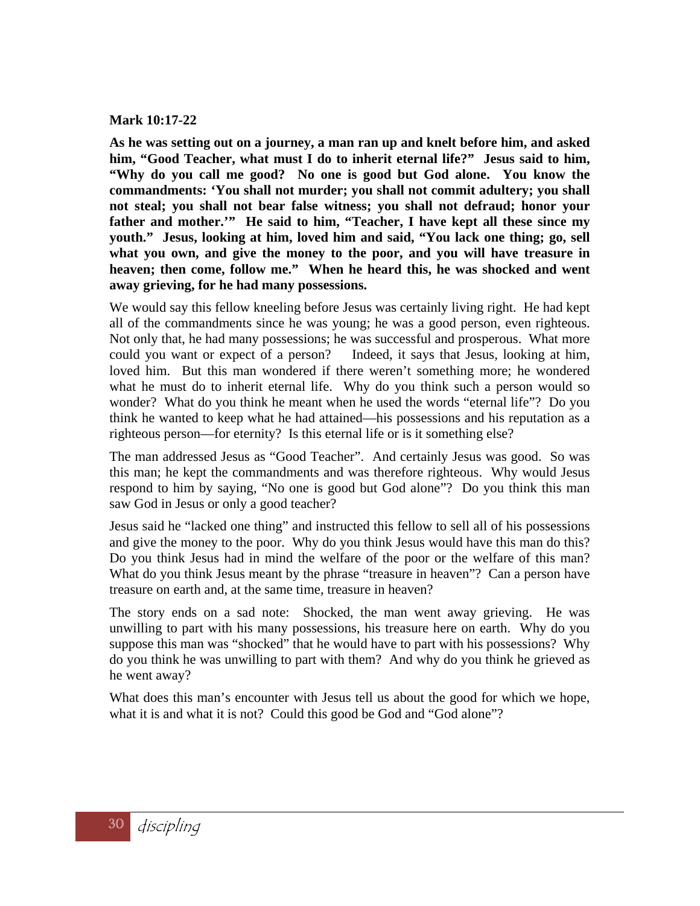**Mark 10:17-22**

**As he was setting out on a journey, a man ran up and knelt before him, and asked him, "Good Teacher, what must I do to inherit eternal life?" Jesus said to him, "Why do you call me good? No one is good but God alone. You know the commandments: 'You shall not murder; you shall not commit adultery; you shall not steal; you shall not bear false witness; you shall not defraud; honor your father and mother.'" He said to him, "Teacher, I have kept all these since my youth." Jesus, looking at him, loved him and said, "You lack one thing; go, sell what you own, and give the money to the poor, and you will have treasure in heaven; then come, follow me." When he heard this, he was shocked and went away grieving, for he had many possessions.**

We would say this fellow kneeling before Jesus was certainly living right. He had kept all of the commandments since he was young; he was a good person, even righteous. Not only that, he had many possessions; he was successful and prosperous. What more could you want or expect of a person? Indeed, it says that Jesus, looking at him, loved him. But this man wondered if there weren't something more; he wondered what he must do to inherit eternal life. Why do you think such a person would so wonder? What do you think he meant when he used the words "eternal life"? Do you think he wanted to keep what he had attained—his possessions and his reputation as a righteous person—for eternity? Is this eternal life or is it something else?

The man addressed Jesus as "Good Teacher". And certainly Jesus was good. So was this man; he kept the commandments and was therefore righteous. Why would Jesus respond to him by saying, "No one is good but God alone"? Do you think this man saw God in Jesus or only a good teacher?

Jesus said he "lacked one thing" and instructed this fellow to sell all of his possessions and give the money to the poor. Why do you think Jesus would have this man do this? Do you think Jesus had in mind the welfare of the poor or the welfare of this man? What do you think Jesus meant by the phrase "treasure in heaven"? Can a person have treasure on earth and, at the same time, treasure in heaven?

The story ends on a sad note: Shocked, the man went away grieving. He was unwilling to part with his many possessions, his treasure here on earth. Why do you suppose this man was "shocked" that he would have to part with his possessions? Why do you think he was unwilling to part with them? And why do you think he grieved as he went away?

What does this man's encounter with Jesus tell us about the good for which we hope, what it is and what it is not? Could this good be God and "God alone"?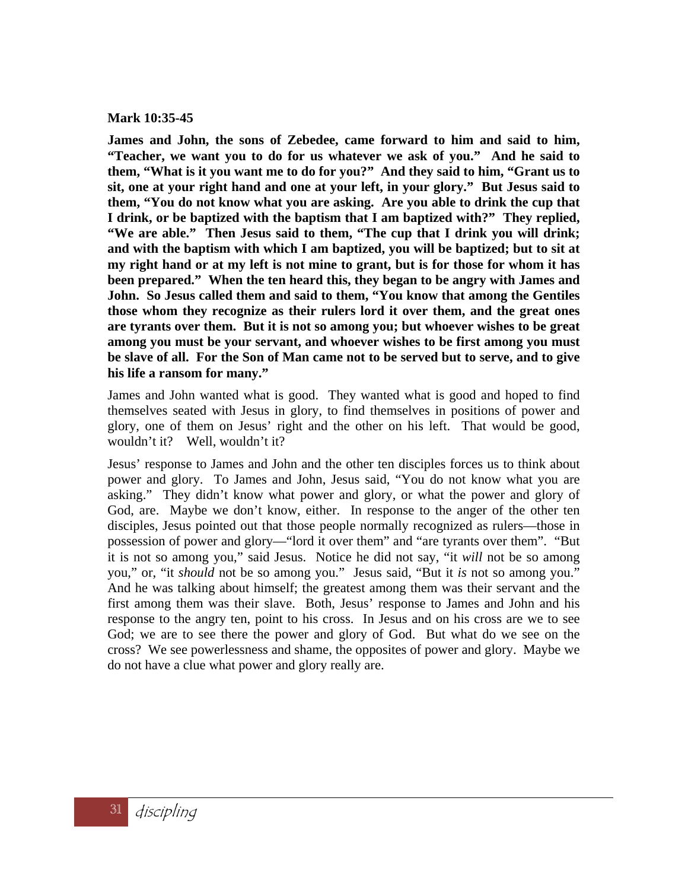**Mark 10:35-45**

**James and John, the sons of Zebedee, came forward to him and said to him, "Teacher, we want you to do for us whatever we ask of you." And he said to them, "What is it you want me to do for you?" And they said to him, "Grant us to sit, one at your right hand and one at your left, in your glory." But Jesus said to them, "You do not know what you are asking. Are you able to drink the cup that I drink, or be baptized with the baptism that I am baptized with?" They replied, "We are able." Then Jesus said to them, "The cup that I drink you will drink; and with the baptism with which I am baptized, you will be baptized; but to sit at my right hand or at my left is not mine to grant, but is for those for whom it has been prepared." When the ten heard this, they began to be angry with James and John. So Jesus called them and said to them, "You know that among the Gentiles those whom they recognize as their rulers lord it over them, and the great ones are tyrants over them. But it is not so among you; but whoever wishes to be great among you must be your servant, and whoever wishes to be first among you must be slave of all. For the Son of Man came not to be served but to serve, and to give his life a ransom for many."**

James and John wanted what is good. They wanted what is good and hoped to find themselves seated with Jesus in glory, to find themselves in positions of power and glory, one of them on Jesus' right and the other on his left. That would be good, wouldn't it? Well, wouldn't it?

Jesus' response to James and John and the other ten disciples forces us to think about power and glory. To James and John, Jesus said, "You do not know what you are asking." They didn't know what power and glory, or what the power and glory of God, are. Maybe we don't know, either. In response to the anger of the other ten disciples, Jesus pointed out that those people normally recognized as rulers—those in possession of power and glory—"lord it over them" and "are tyrants over them". "But it is not so among you," said Jesus. Notice he did not say, "it *will* not be so among you," or, "it *should* not be so among you." Jesus said, "But it *is* not so among you." And he was talking about himself; the greatest among them was their servant and the first among them was their slave. Both, Jesus' response to James and John and his response to the angry ten, point to his cross. In Jesus and on his cross are we to see God; we are to see there the power and glory of God. But what do we see on the cross? We see powerlessness and shame, the opposites of power and glory. Maybe we do not have a clue what power and glory really are.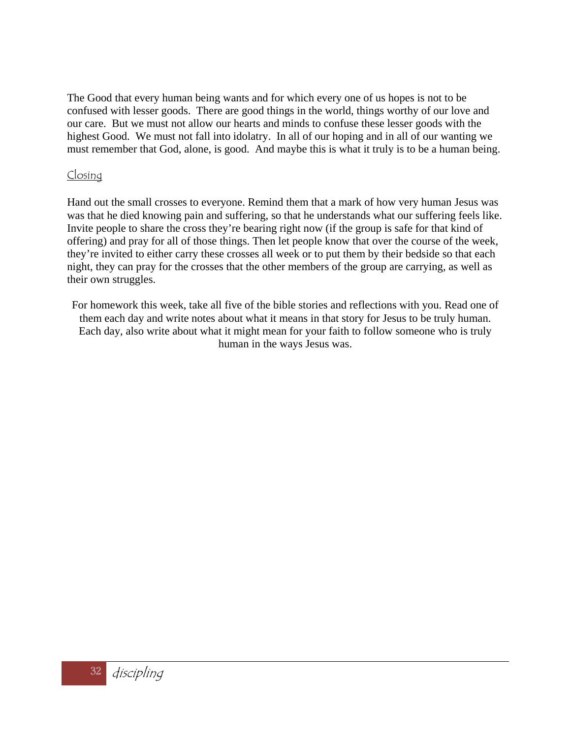The Good that every human being wants and for which every one of us hopes is not to be confused with lesser goods. There are good things in the world, things worthy of our love and our care. But we must not allow our hearts and minds to confuse these lesser goods with the highest Good. We must not fall into idolatry. In all of our hoping and in all of our wanting we must remember that God, alone, is good. And maybe this is what it truly is to be a human being.

## Closing

Hand out the small crosses to everyone. Remind them that a mark of how very human Jesus was was that he died knowing pain and suffering, so that he understands what our suffering feels like. Invite people to share the cross they're bearing right now (if the group is safe for that kind of offering) and pray for all of those things. Then let people know that over the course of the week, they're invited to either carry these crosses all week or to put them by their bedside so that each night, they can pray for the crosses that the other members of the group are carrying, as well as their own struggles.

For homework this week, take all five of the bible stories and reflections with you. Read one of them each day and write notes about what it means in that story for Jesus to be truly human. Each day, also write about what it might mean for your faith to follow someone who is truly human in the ways Jesus was.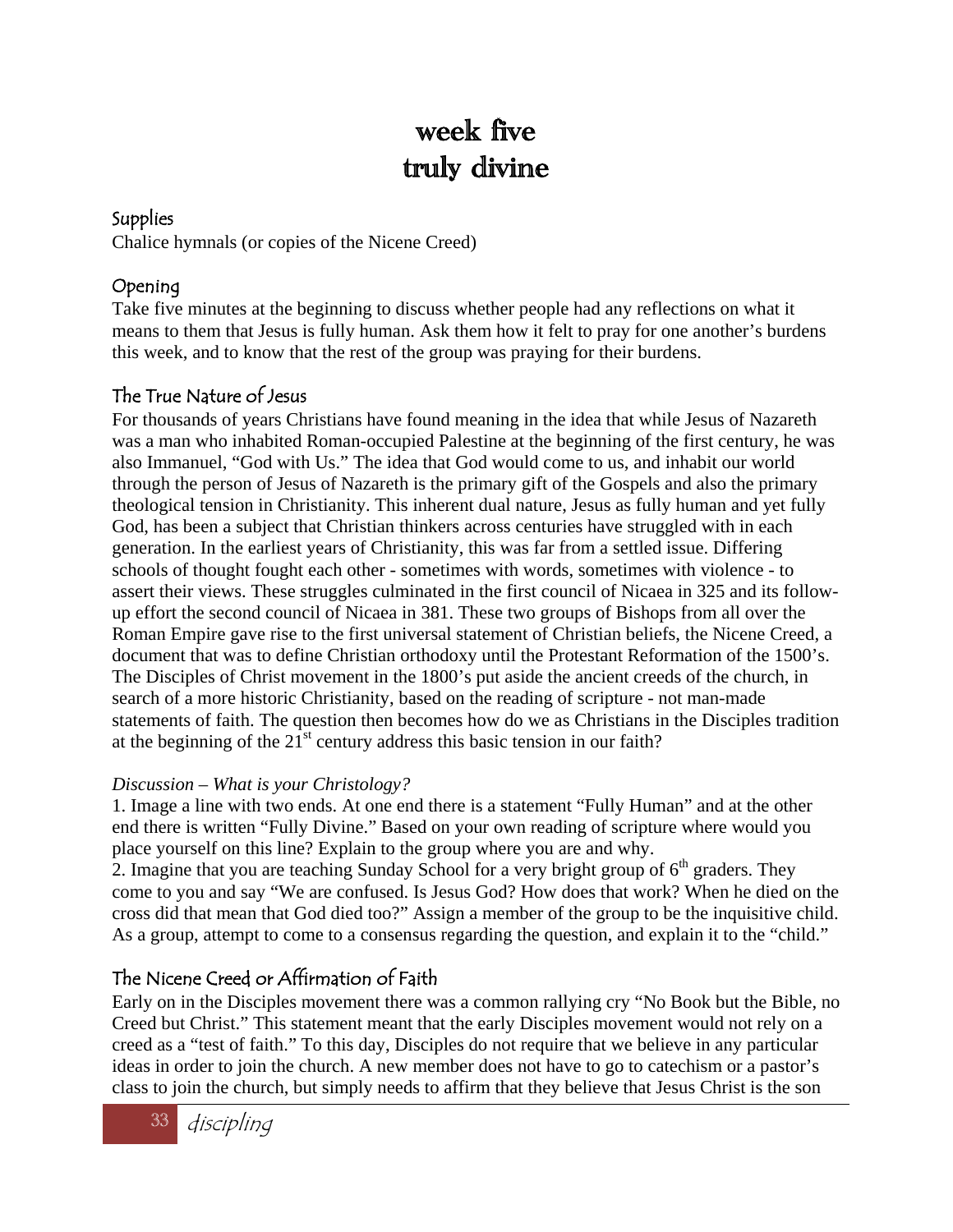# week five
# truly divine

## Supplies

Chalice hymnals (or copies of the Nicene Creed)

## Opening

Take five minutes at the beginning to discuss whether people had any reflections on what it means to them that Jesus is fully human. Ask them how it felt to pray for one another's burdens this week, and to know that the rest of the group was praying for their burdens.

## The True Nature of Jesus

For thousands of years Christians have found meaning in the idea that while Jesus of Nazareth was a man who inhabited Roman-occupied Palestine at the beginning of the first century, he was also Immanuel, "God with Us." The idea that God would come to us, and inhabit our world through the person of Jesus of Nazareth is the primary gift of the Gospels and also the primary theological tension in Christianity. This inherent dual nature, Jesus as fully human and yet fully God, has been a subject that Christian thinkers across centuries have struggled with in each generation. In the earliest years of Christianity, this was far from a settled issue. Differing schools of thought fought each other - sometimes with words, sometimes with violence - to assert their views. These struggles culminated in the first council of Nicaea in 325 and its follow-up effort the second council of Nicaea in 381. These two groups of Bishops from all over the Roman Empire gave rise to the first universal statement of Christian beliefs, the Nicene Creed, a document that was to define Christian orthodoxy until the Protestant Reformation of the 1500's. The Disciples of Christ movement in the 1800's put aside the ancient creeds of the church, in search of a more historic Christianity, based on the reading of scripture - not man-made statements of faith. The question then becomes how do we as Christians in the Disciples tradition at the beginning of the 21st century address this basic tension in our faith?

*Discussion – What is your Christology?*

1. Image a line with two ends. At one end there is a statement "Fully Human" and at the other end there is written "Fully Divine." Based on your own reading of scripture where would you place yourself on this line? Explain to the group where you are and why.
2. Imagine that you are teaching Sunday School for a very bright group of 6th graders. They come to you and say "We are confused. Is Jesus God? How does that work? When he died on the cross did that mean that God died too?" Assign a member of the group to be the inquisitive child. As a group, attempt to come to a consensus regarding the question, and explain it to the "child."

## The Nicene Creed or Affirmation of Faith

Early on in the Disciples movement there was a common rallying cry "No Book but the Bible, no Creed but Christ." This statement meant that the early Disciples movement would not rely on a creed as a "test of faith." To this day, Disciples do not require that we believe in any particular ideas in order to join the church. A new member does not have to go to catechism or a pastor's class to join the church, but simply needs to affirm that they believe that Jesus Christ is the son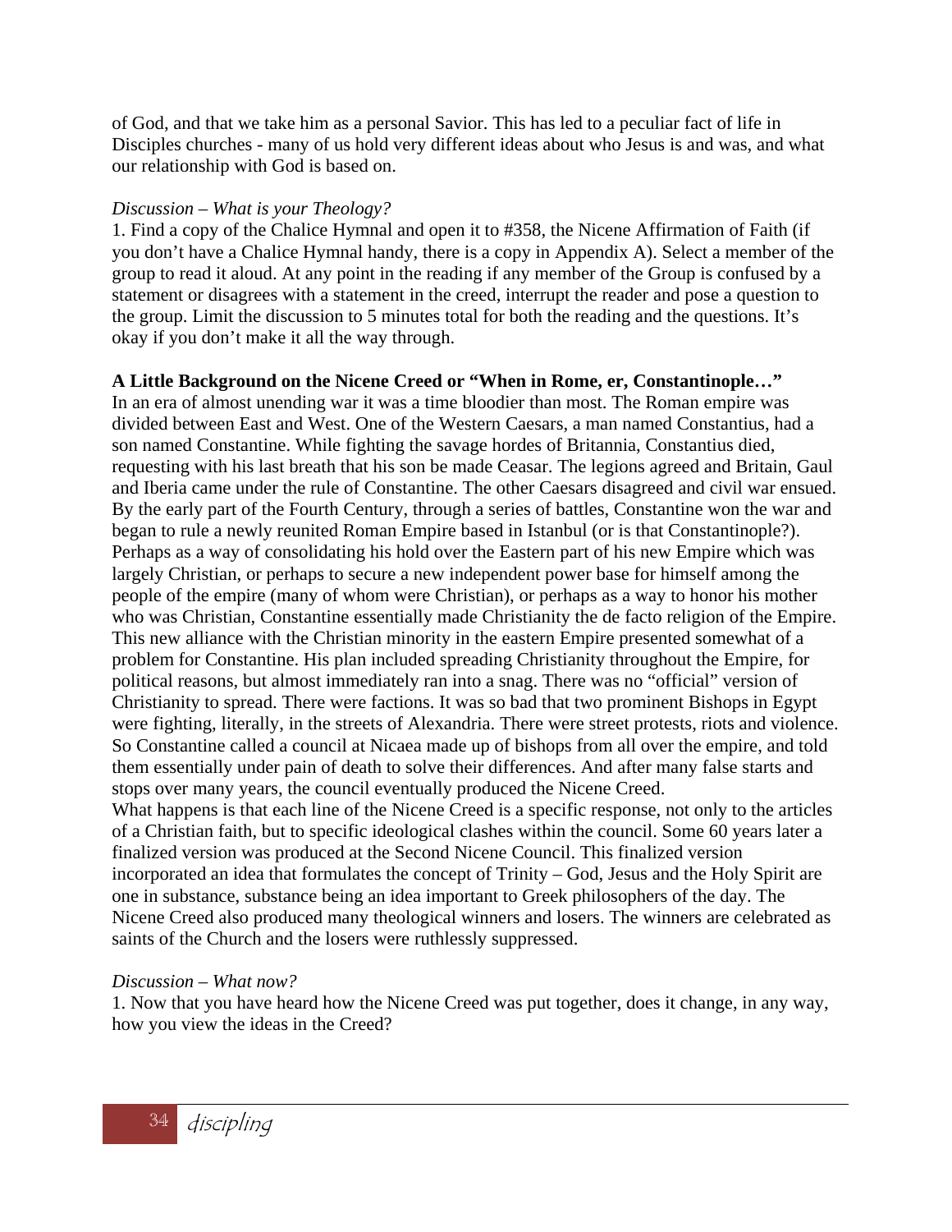of God, and that we take him as a personal Savior. This has led to a peculiar fact of life in Disciples churches - many of us hold very different ideas about who Jesus is and was, and what our relationship with God is based on.

*Discussion – What is your Theology?*

1. Find a copy of the Chalice Hymnal and open it to #358, the Nicene Affirmation of Faith (if you don't have a Chalice Hymnal handy, there is a copy in Appendix A). Select a member of the group to read it aloud. At any point in the reading if any member of the Group is confused by a statement or disagrees with a statement in the creed, interrupt the reader and pose a question to the group. Limit the discussion to 5 minutes total for both the reading and the questions. It's okay if you don't make it all the way through.

**A Little Background on the Nicene Creed or "When in Rome, er, Constantinople…"**

In an era of almost unending war it was a time bloodier than most. The Roman empire was divided between East and West. One of the Western Caesars, a man named Constantius, had a son named Constantine. While fighting the savage hordes of Britannia, Constantius died, requesting with his last breath that his son be made Ceasar. The legions agreed and Britain, Gaul and Iberia came under the rule of Constantine. The other Caesars disagreed and civil war ensued. By the early part of the Fourth Century, through a series of battles, Constantine won the war and began to rule a newly reunited Roman Empire based in Istanbul (or is that Constantinople?). Perhaps as a way of consolidating his hold over the Eastern part of his new Empire which was largely Christian, or perhaps to secure a new independent power base for himself among the people of the empire (many of whom were Christian), or perhaps as a way to honor his mother who was Christian, Constantine essentially made Christianity the de facto religion of the Empire. This new alliance with the Christian minority in the eastern Empire presented somewhat of a problem for Constantine. His plan included spreading Christianity throughout the Empire, for political reasons, but almost immediately ran into a snag. There was no "official" version of Christianity to spread. There were factions. It was so bad that two prominent Bishops in Egypt were fighting, literally, in the streets of Alexandria. There were street protests, riots and violence. So Constantine called a council at Nicaea made up of bishops from all over the empire, and told them essentially under pain of death to solve their differences. And after many false starts and stops over many years, the council eventually produced the Nicene Creed.

What happens is that each line of the Nicene Creed is a specific response, not only to the articles of a Christian faith, but to specific ideological clashes within the council. Some 60 years later a finalized version was produced at the Second Nicene Council. This finalized version incorporated an idea that formulates the concept of Trinity – God, Jesus and the Holy Spirit are one in substance, substance being an idea important to Greek philosophers of the day. The Nicene Creed also produced many theological winners and losers. The winners are celebrated as saints of the Church and the losers were ruthlessly suppressed.

*Discussion – What now?*

1. Now that you have heard how the Nicene Creed was put together, does it change, in any way, how you view the ideas in the Creed?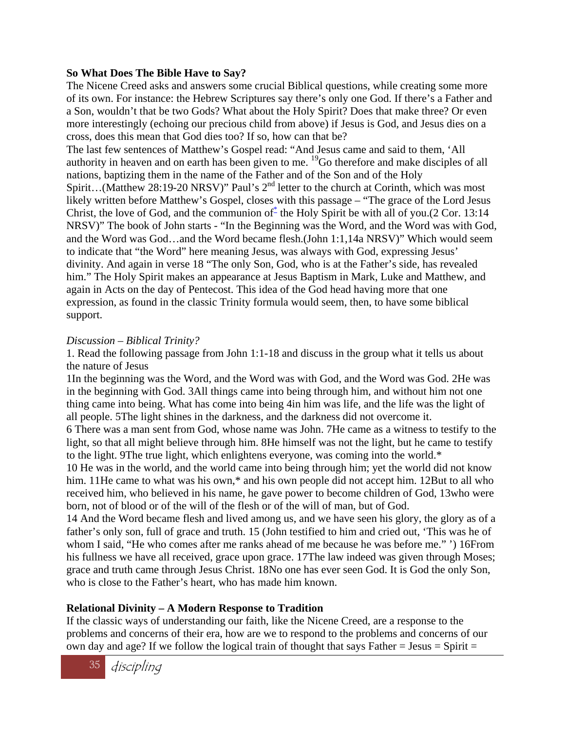**So What Does The Bible Have to Say?**

The Nicene Creed asks and answers some crucial Biblical questions, while creating some more of its own. For instance: the Hebrew Scriptures say there's only one God. If there's a Father and a Son, wouldn't that be two Gods? What about the Holy Spirit? Does that make three? Or even more interestingly (echoing our precious child from above) if Jesus is God, and Jesus dies on a cross, does this mean that God dies too? If so, how can that be?

The last few sentences of Matthew's Gospel read: "And Jesus came and said to them, 'All authority in heaven and on earth has been given to me. [19]Go therefore and make disciples of all nations, baptizing them in the name of the Father and of the Son and of the Holy Spirit…(Matthew 28:19-20 NRSV)" Paul's 2nd letter to the church at Corinth, which was most likely written before Matthew's Gospel, closes with this passage – "The grace of the Lord Jesus Christ, the love of God, and the communion of* the Holy Spirit be with all of you.(2 Cor. 13:14 NRSV)" The book of John starts - "In the Beginning was the Word, and the Word was with God, and the Word was God…and the Word became flesh.(John 1:1,14a NRSV)" Which would seem to indicate that "the Word" here meaning Jesus, was always with God, expressing Jesus' divinity. And again in verse 18 "The only Son, God, who is at the Father's side, has revealed him." The Holy Spirit makes an appearance at Jesus Baptism in Mark, Luke and Matthew, and again in Acts on the day of Pentecost. This idea of the God head having more that one expression, as found in the classic Trinity formula would seem, then, to have some biblical support.

*Discussion – Biblical Trinity?*

1. Read the following passage from John 1:1-18 and discuss in the group what it tells us about the nature of Jesus

1In the beginning was the Word, and the Word was with God, and the Word was God. 2He was in the beginning with God. 3All things came into being through him, and without him not one thing came into being. What has come into being 4in him was life, and the life was the light of all people. 5The light shines in the darkness, and the darkness did not overcome it.

6 There was a man sent from God, whose name was John. 7He came as a witness to testify to the light, so that all might believe through him. 8He himself was not the light, but he came to testify to the light. 9The true light, which enlightens everyone, was coming into the world.*

10 He was in the world, and the world came into being through him; yet the world did not know him. 11He came to what was his own,* and his own people did not accept him. 12But to all who received him, who believed in his name, he gave power to become children of God, 13who were born, not of blood or of the will of the flesh or of the will of man, but of God.

14 And the Word became flesh and lived among us, and we have seen his glory, the glory as of a father's only son, full of grace and truth. 15 (John testified to him and cried out, 'This was he of whom I said, "He who comes after me ranks ahead of me because he was before me." ') 16From his fullness we have all received, grace upon grace. 17The law indeed was given through Moses; grace and truth came through Jesus Christ. 18No one has ever seen God. It is God the only Son, who is close to the Father's heart, who has made him known.

**Relational Divinity – A Modern Response to Tradition**

If the classic ways of understanding our faith, like the Nicene Creed, are a response to the problems and concerns of their era, how are we to respond to the problems and concerns of our own day and age? If we follow the logical train of thought that says Father = Jesus = Spirit =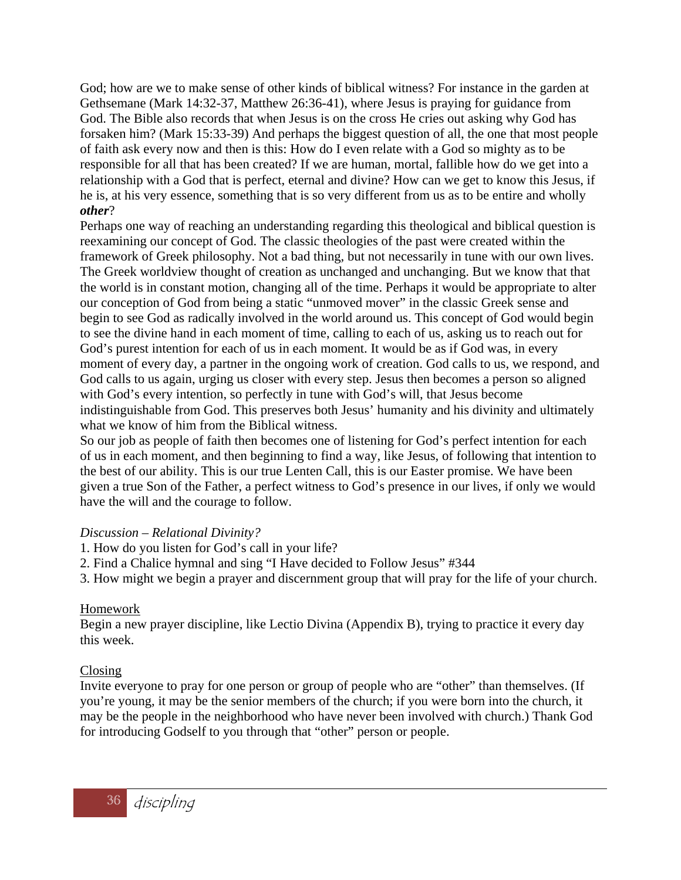God; how are we to make sense of other kinds of biblical witness? For instance in the garden at Gethsemane (Mark 14:32-37, Matthew 26:36-41), where Jesus is praying for guidance from God. The Bible also records that when Jesus is on the cross He cries out asking why God has forsaken him? (Mark 15:33-39) And perhaps the biggest question of all, the one that most people of faith ask every now and then is this: How do I even relate with a God so mighty as to be responsible for all that has been created? If we are human, mortal, fallible how do we get into a relationship with a God that is perfect, eternal and divine? How can we get to know this Jesus, if he is, at his very essence, something that is so very different from us as to be entire and wholly ***other***?

Perhaps one way of reaching an understanding regarding this theological and biblical question is reexamining our concept of God. The classic theologies of the past were created within the framework of Greek philosophy. Not a bad thing, but not necessarily in tune with our own lives. The Greek worldview thought of creation as unchanged and unchanging. But we know that that the world is in constant motion, changing all of the time. Perhaps it would be appropriate to alter our conception of God from being a static "unmoved mover" in the classic Greek sense and begin to see God as radically involved in the world around us. This concept of God would begin to see the divine hand in each moment of time, calling to each of us, asking us to reach out for God's purest intention for each of us in each moment. It would be as if God was, in every moment of every day, a partner in the ongoing work of creation. God calls to us, we respond, and God calls to us again, urging us closer with every step. Jesus then becomes a person so aligned with God's every intention, so perfectly in tune with God's will, that Jesus become indistinguishable from God. This preserves both Jesus' humanity and his divinity and ultimately what we know of him from the Biblical witness.

So our job as people of faith then becomes one of listening for God's perfect intention for each of us in each moment, and then beginning to find a way, like Jesus, of following that intention to the best of our ability. This is our true Lenten Call, this is our Easter promise. We have been given a true Son of the Father, a perfect witness to God's presence in our lives, if only we would have the will and the courage to follow.

*Discussion – Relational Divinity?*

1. How do you listen for God's call in your life?
2. Find a Chalice hymnal and sing "I Have decided to Follow Jesus" #344
3. How might we begin a prayer and discernment group that will pray for the life of your church.

<u>Homework</u>

Begin a new prayer discipline, like Lectio Divina (Appendix B), trying to practice it every day this week.

<u>Closing</u>

Invite everyone to pray for one person or group of people who are "other" than themselves. (If you're young, it may be the senior members of the church; if you were born into the church, it may be the people in the neighborhood who have never been involved with church.) Thank God for introducing Godself to you through that "other" person or people.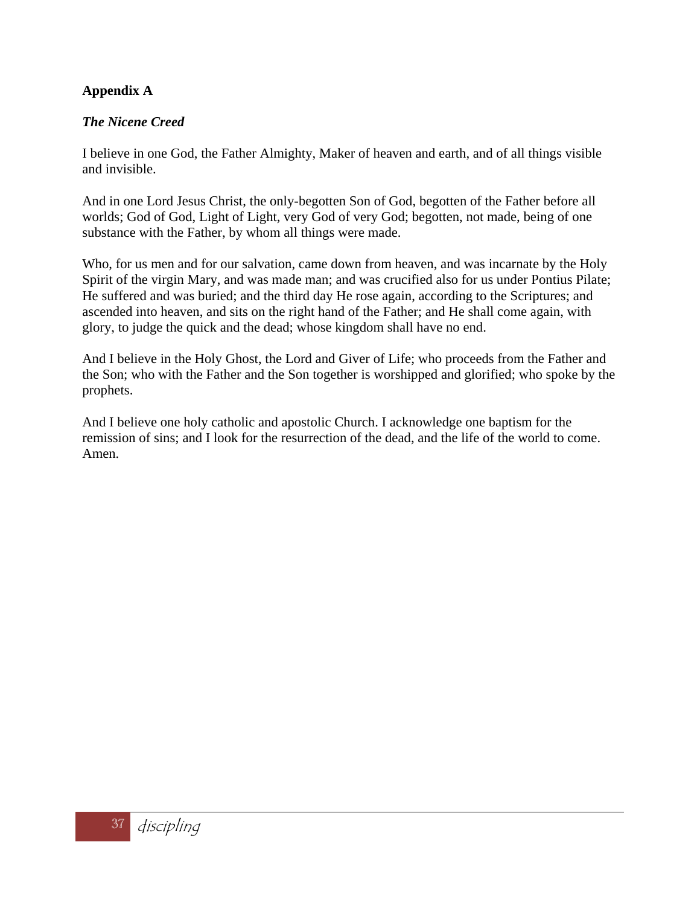## Appendix A

### *The Nicene Creed*

I believe in one God, the Father Almighty, Maker of heaven and earth, and of all things visible and invisible.

And in one Lord Jesus Christ, the only-begotten Son of God, begotten of the Father before all worlds; God of God, Light of Light, very God of very God; begotten, not made, being of one substance with the Father, by whom all things were made.

Who, for us men and for our salvation, came down from heaven, and was incarnate by the Holy Spirit of the virgin Mary, and was made man; and was crucified also for us under Pontius Pilate; He suffered and was buried; and the third day He rose again, according to the Scriptures; and ascended into heaven, and sits on the right hand of the Father; and He shall come again, with glory, to judge the quick and the dead; whose kingdom shall have no end.

And I believe in the Holy Ghost, the Lord and Giver of Life; who proceeds from the Father and the Son; who with the Father and the Son together is worshipped and glorified; who spoke by the prophets.

And I believe one holy catholic and apostolic Church. I acknowledge one baptism for the remission of sins; and I look for the resurrection of the dead, and the life of the world to come. Amen.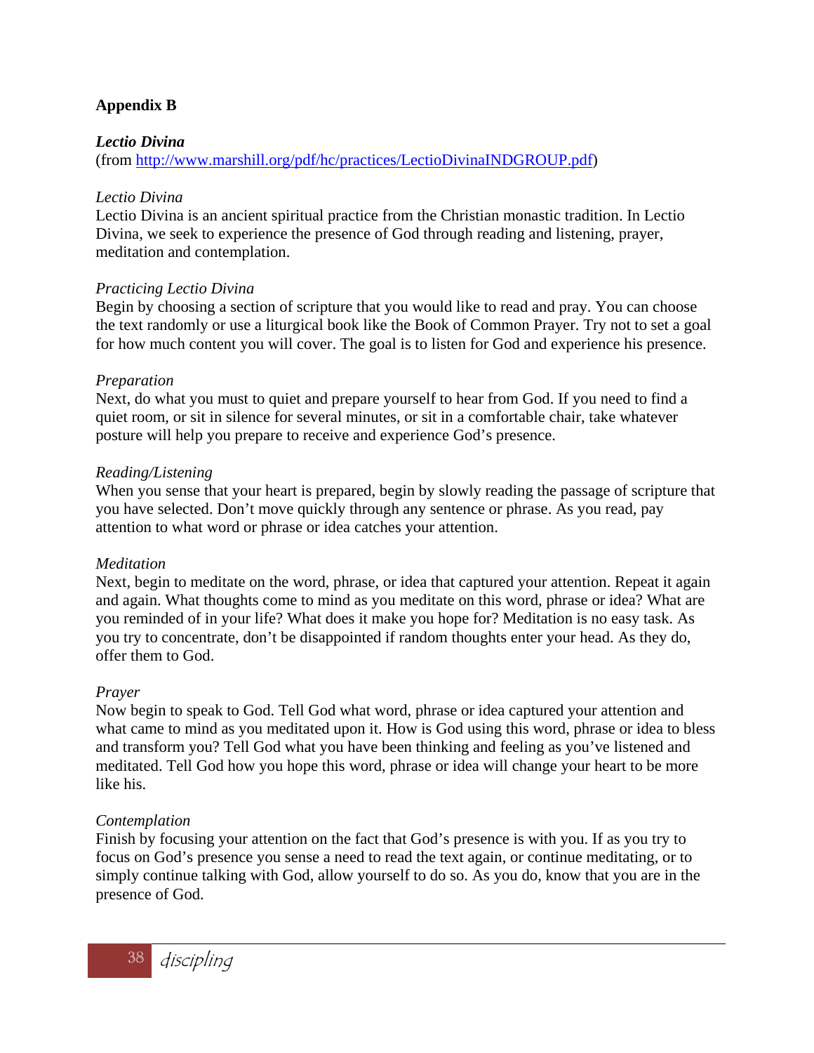**Appendix B**

***Lectio Divina***
(from [http://www.marshill.org/pdf/hc/practices/LectioDivinaINDGROUP.pdf](http://www.marshill.org/pdf/hc/practices/LectioDivinaINDGROUP.pdf))

*Lectio Divina*
Lectio Divina is an ancient spiritual practice from the Christian monastic tradition. In Lectio Divina, we seek to experience the presence of God through reading and listening, prayer, meditation and contemplation.

*Practicing Lectio Divina*
Begin by choosing a section of scripture that you would like to read and pray. You can choose the text randomly or use a liturgical book like the Book of Common Prayer. Try not to set a goal for how much content you will cover. The goal is to listen for God and experience his presence.

*Preparation*
Next, do what you must to quiet and prepare yourself to hear from God. If you need to find a quiet room, or sit in silence for several minutes, or sit in a comfortable chair, take whatever posture will help you prepare to receive and experience God's presence.

*Reading/Listening*
When you sense that your heart is prepared, begin by slowly reading the passage of scripture that you have selected. Don't move quickly through any sentence or phrase. As you read, pay attention to what word or phrase or idea catches your attention.

*Meditation*
Next, begin to meditate on the word, phrase, or idea that captured your attention. Repeat it again and again. What thoughts come to mind as you meditate on this word, phrase or idea? What are you reminded of in your life? What does it make you hope for? Meditation is no easy task. As you try to concentrate, don't be disappointed if random thoughts enter your head. As they do, offer them to God.

*Prayer*
Now begin to speak to God. Tell God what word, phrase or idea captured your attention and what came to mind as you meditated upon it. How is God using this word, phrase or idea to bless and transform you? Tell God what you have been thinking and feeling as you've listened and meditated. Tell God how you hope this word, phrase or idea will change your heart to be more like his.

*Contemplation*
Finish by focusing your attention on the fact that God's presence is with you. If as you try to focus on God's presence you sense a need to read the text again, or continue meditating, or to simply continue talking with God, allow yourself to do so. As you do, know that you are in the presence of God.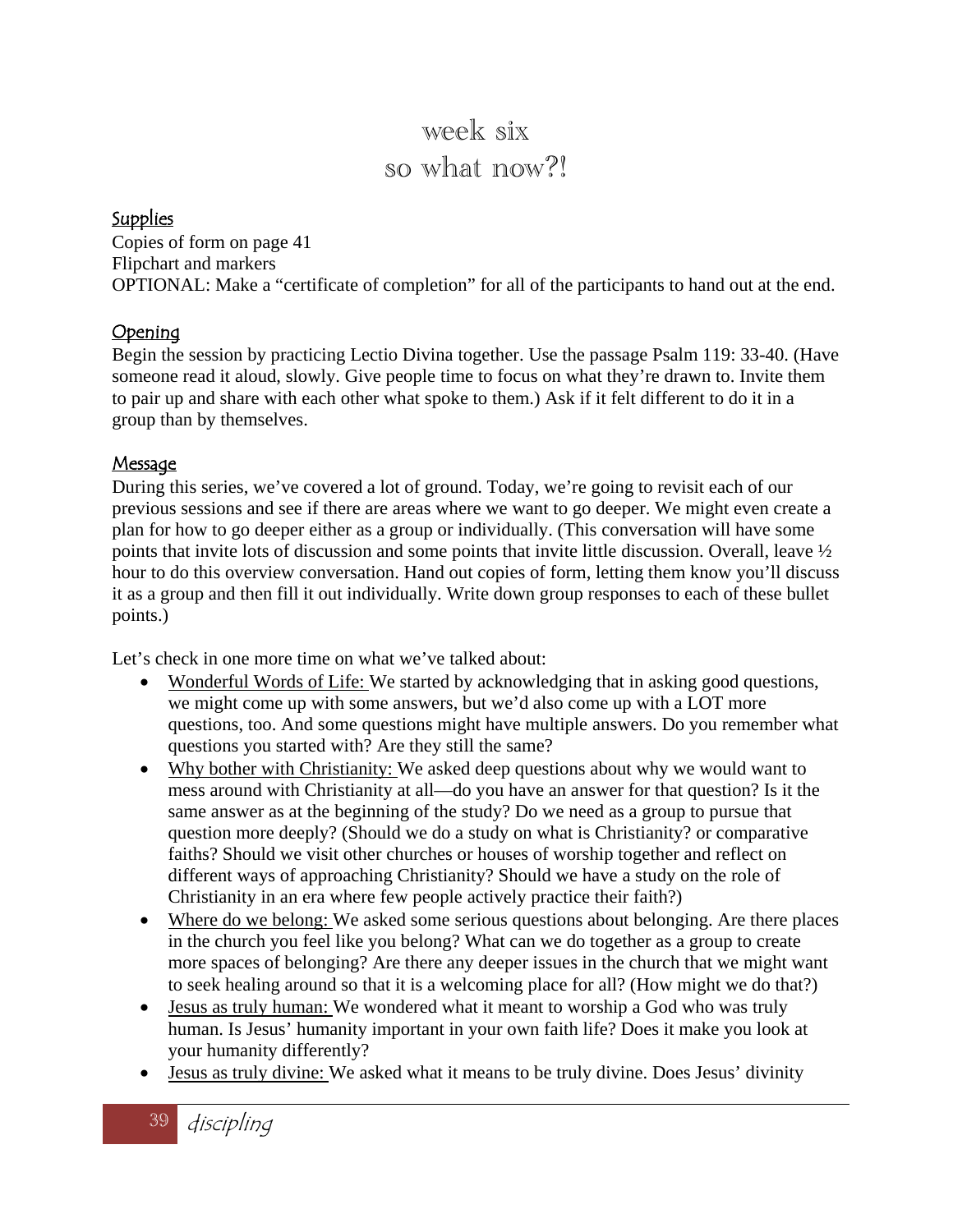# week six
# so what now?!

## Supplies

Copies of form on page 41
Flipchart and markers
OPTIONAL: Make a "certificate of completion" for all of the participants to hand out at the end.

## Opening

Begin the session by practicing Lectio Divina together. Use the passage Psalm 119: 33-40. (Have someone read it aloud, slowly. Give people time to focus on what they're drawn to. Invite them to pair up and share with each other what spoke to them.) Ask if it felt different to do it in a group than by themselves.

## Message

During this series, we've covered a lot of ground. Today, we're going to revisit each of our previous sessions and see if there are areas where we want to go deeper. We might even create a plan for how to go deeper either as a group or individually. (This conversation will have some points that invite lots of discussion and some points that invite little discussion. Overall, leave ½ hour to do this overview conversation. Hand out copies of form, letting them know you'll discuss it as a group and then fill it out individually. Write down group responses to each of these bullet points.)

Let's check in one more time on what we've talked about:

- Wonderful Words of Life: We started by acknowledging that in asking good questions, we might come up with some answers, but we'd also come up with a LOT more questions, too. And some questions might have multiple answers. Do you remember what questions you started with? Are they still the same?
- Why bother with Christianity: We asked deep questions about why we would want to mess around with Christianity at all—do you have an answer for that question? Is it the same answer as at the beginning of the study? Do we need as a group to pursue that question more deeply? (Should we do a study on what is Christianity? or comparative faiths? Should we visit other churches or houses of worship together and reflect on different ways of approaching Christianity? Should we have a study on the role of Christianity in an era where few people actively practice their faith?)
- Where do we belong: We asked some serious questions about belonging. Are there places in the church you feel like you belong? What can we do together as a group to create more spaces of belonging? Are there any deeper issues in the church that we might want to seek healing around so that it is a welcoming place for all? (How might we do that?)
- Jesus as truly human: We wondered what it meant to worship a God who was truly human. Is Jesus' humanity important in your own faith life? Does it make you look at your humanity differently?
- Jesus as truly divine: We asked what it means to be truly divine. Does Jesus' divinity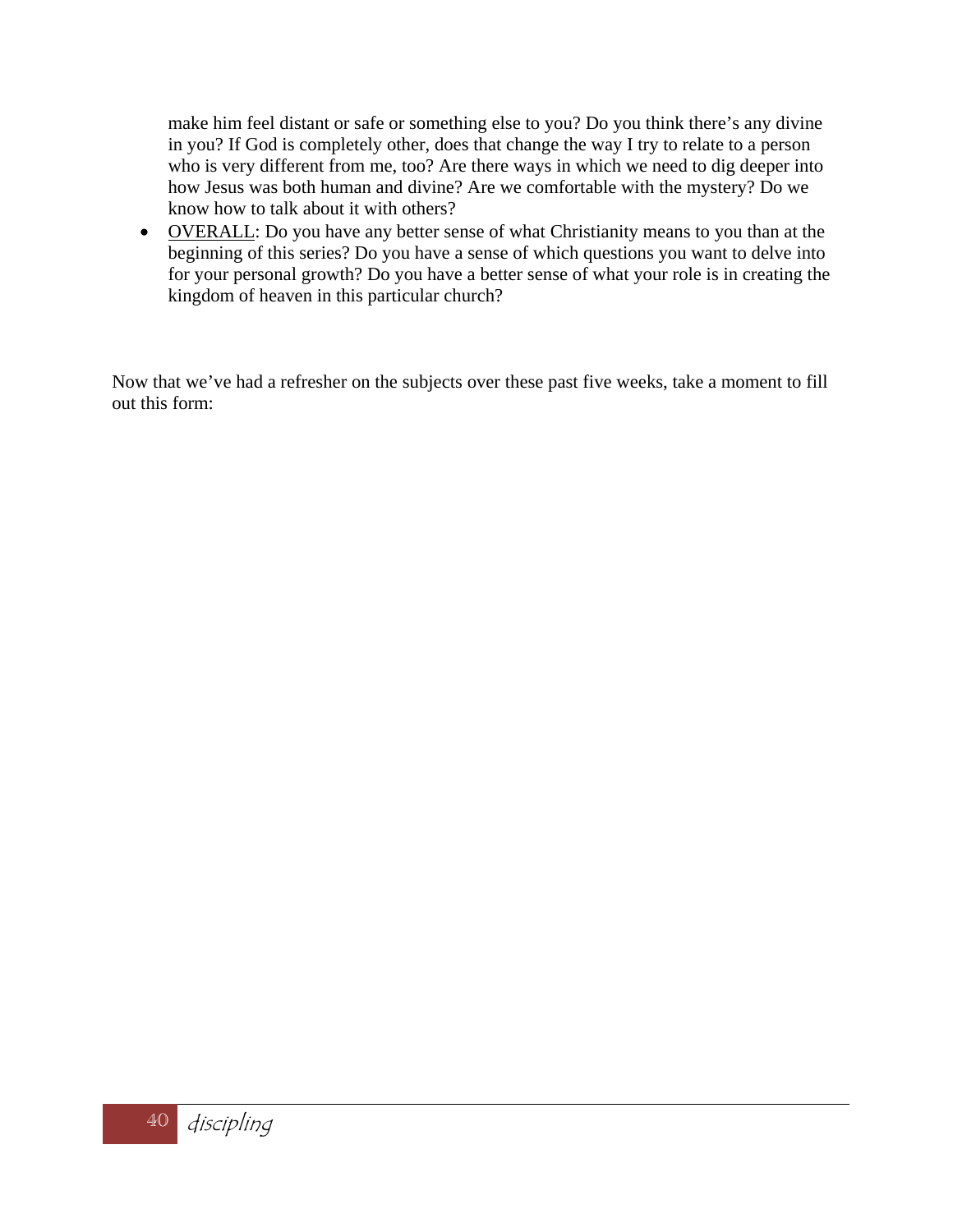make him feel distant or safe or something else to you? Do you think there's any divine in you? If God is completely other, does that change the way I try to relate to a person who is very different from me, too? Are there ways in which we need to dig deeper into how Jesus was both human and divine? Are we comfortable with the mystery? Do we know how to talk about it with others?

- <u>OVERALL</u>: Do you have any better sense of what Christianity means to you than at the beginning of this series? Do you have a sense of which questions you want to delve into for your personal growth? Do you have a better sense of what your role is in creating the kingdom of heaven in this particular church?

Now that we've had a refresher on the subjects over these past five weeks, take a moment to fill out this form: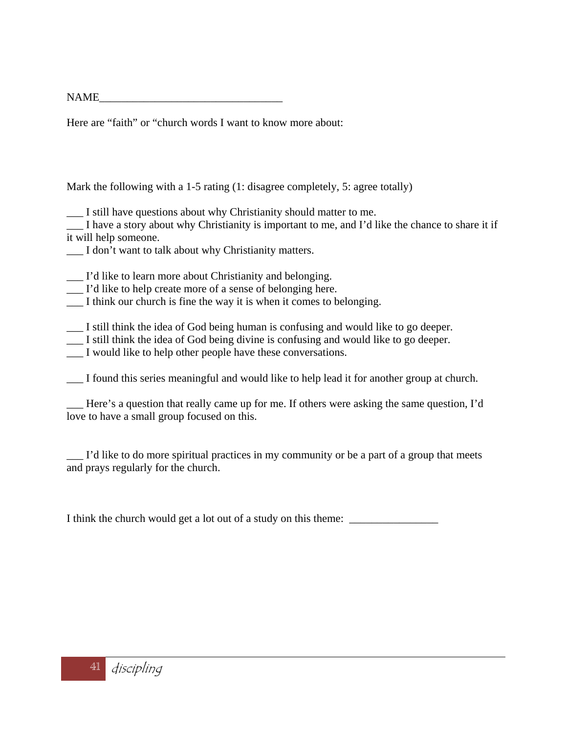NAME_________________________________

Here are “faith” or “church words I want to know more about:

Mark the following with a 1-5 rating (1: disagree completely, 5: agree totally)

___ I still have questions about why Christianity should matter to me.
___ I have a story about why Christianity is important to me, and I’d like the chance to share it if it will help someone.
___ I don’t want to talk about why Christianity matters.

___ I’d like to learn more about Christianity and belonging.
___ I’d like to help create more of a sense of belonging here.
___ I think our church is fine the way it is when it comes to belonging.

___ I still think the idea of God being human is confusing and would like to go deeper.
___ I still think the idea of God being divine is confusing and would like to go deeper.
___ I would like to help other people have these conversations.

___ I found this series meaningful and would like to help lead it for another group at church.

___ Here’s a question that really came up for me. If others were asking the same question, I’d love to have a small group focused on this.

___ I’d like to do more spiritual practices in my community or be a part of a group that meets and prays regularly for the church.

I think the church would get a lot out of a study on this theme: ________________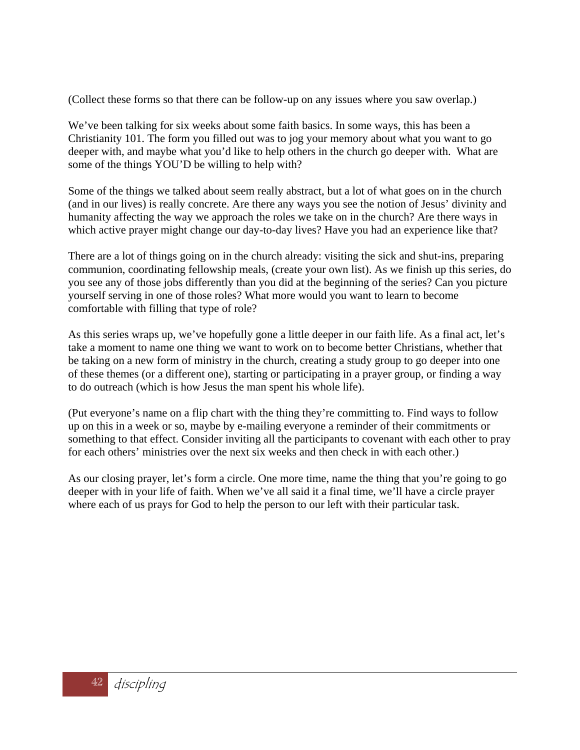(Collect these forms so that there can be follow-up on any issues where you saw overlap.)

We've been talking for six weeks about some faith basics. In some ways, this has been a Christianity 101. The form you filled out was to jog your memory about what you want to go deeper with, and maybe what you'd like to help others in the church go deeper with. What are some of the things YOU'D be willing to help with?

Some of the things we talked about seem really abstract, but a lot of what goes on in the church (and in our lives) is really concrete. Are there any ways you see the notion of Jesus' divinity and humanity affecting the way we approach the roles we take on in the church? Are there ways in which active prayer might change our day-to-day lives? Have you had an experience like that?

There are a lot of things going on in the church already: visiting the sick and shut-ins, preparing communion, coordinating fellowship meals, (create your own list). As we finish up this series, do you see any of those jobs differently than you did at the beginning of the series? Can you picture yourself serving in one of those roles? What more would you want to learn to become comfortable with filling that type of role?

As this series wraps up, we've hopefully gone a little deeper in our faith life. As a final act, let's take a moment to name one thing we want to work on to become better Christians, whether that be taking on a new form of ministry in the church, creating a study group to go deeper into one of these themes (or a different one), starting or participating in a prayer group, or finding a way to do outreach (which is how Jesus the man spent his whole life).

(Put everyone's name on a flip chart with the thing they're committing to. Find ways to follow up on this in a week or so, maybe by e-mailing everyone a reminder of their commitments or something to that effect. Consider inviting all the participants to covenant with each other to pray for each others' ministries over the next six weeks and then check in with each other.)

As our closing prayer, let's form a circle. One more time, name the thing that you're going to go deeper with in your life of faith. When we've all said it a final time, we'll have a circle prayer where each of us prays for God to help the person to our left with their particular task.